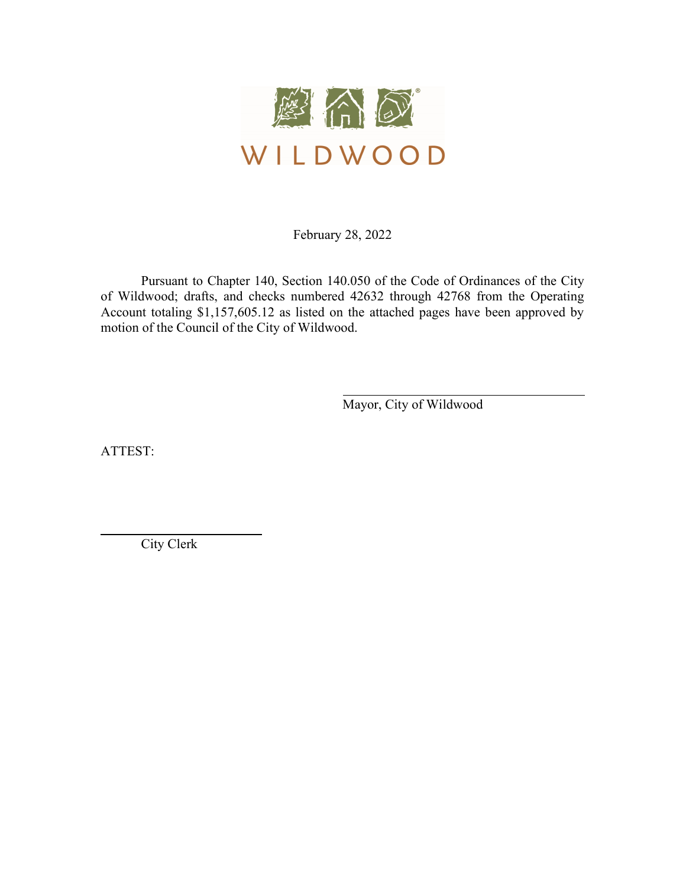WILDWOOD

February 28, 2022

Pursuant to Chapter 140, Section 140.050 of the Code of Ordinances of the City of Wildwood; drafts, and checks numbered 42632 through 42768 from the Operating Account totaling $1,157,605.12 as listed on the attached pages have been approved by motion of the Council of the City of Wildwood.

\_\_\_\_\_\_\_\_\_\_\_\_\_\_\_\_\_\_\_\_\_\_\_\_\_\_\_\_\_\_\_\_

Mayor, City of Wildwood

ATTEST:

\_\_\_\_\_\_\_\_\_\_\_\_\_\_\_\_\_\_\_\_\_\_\_\_

City Clerk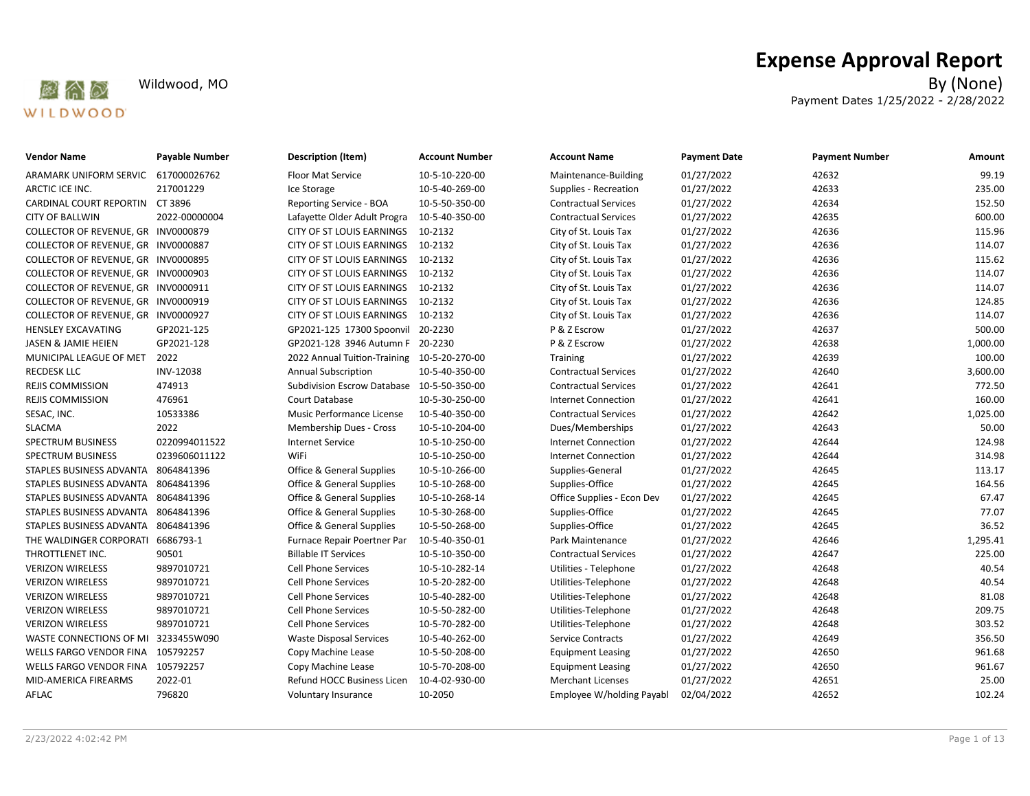# Expense Approval Report

Wildwood, MO

By (None)

Payment Dates 1/25/2022 - 2/28/2022

| Vendor Name | Payable Number | Description (Item) | Account Number | Account Name | Payment Date | Payment Number | Amount |
|---|---|---|---|---|---|---|---|
| ARAMARK UNIFORM SERVIC | 617000026762 | Floor Mat Service | 10-5-10-220-00 | Maintenance-Building | 01/27/2022 | 42632 | 99.19 |
| ARCTIC ICE INC. | 217001229 | Ice Storage | 10-5-40-269-00 | Supplies - Recreation | 01/27/2022 | 42633 | 235.00 |
| CARDINAL COURT REPORTIN | CT 3896 | Reporting Service - BOA | 10-5-50-350-00 | Contractual Services | 01/27/2022 | 42634 | 152.50 |
| CITY OF BALLWIN | 2022-00000004 | Lafayette Older Adult Progra | 10-5-40-350-00 | Contractual Services | 01/27/2022 | 42635 | 600.00 |
| COLLECTOR OF REVENUE, GR | INV0000879 | CITY OF ST LOUIS EARNINGS | 10-2132 | City of St. Louis Tax | 01/27/2022 | 42636 | 115.96 |
| COLLECTOR OF REVENUE, GR | INV0000887 | CITY OF ST LOUIS EARNINGS | 10-2132 | City of St. Louis Tax | 01/27/2022 | 42636 | 114.07 |
| COLLECTOR OF REVENUE, GR | INV0000895 | CITY OF ST LOUIS EARNINGS | 10-2132 | City of St. Louis Tax | 01/27/2022 | 42636 | 115.62 |
| COLLECTOR OF REVENUE, GR | INV0000903 | CITY OF ST LOUIS EARNINGS | 10-2132 | City of St. Louis Tax | 01/27/2022 | 42636 | 114.07 |
| COLLECTOR OF REVENUE, GR | INV0000911 | CITY OF ST LOUIS EARNINGS | 10-2132 | City of St. Louis Tax | 01/27/2022 | 42636 | 114.07 |
| COLLECTOR OF REVENUE, GR | INV0000919 | CITY OF ST LOUIS EARNINGS | 10-2132 | City of St. Louis Tax | 01/27/2022 | 42636 | 124.85 |
| COLLECTOR OF REVENUE, GR | INV0000927 | CITY OF ST LOUIS EARNINGS | 10-2132 | City of St. Louis Tax | 01/27/2022 | 42636 | 114.07 |
| HENSLEY EXCAVATING | GP2021-125 | GP2021-125 17300 Spoonvil | 20-2230 | P & Z Escrow | 01/27/2022 | 42637 | 500.00 |
| JASEN & JAMIE HEIEN | GP2021-128 | GP2021-128 3946 Autumn F | 20-2230 | P & Z Escrow | 01/27/2022 | 42638 | 1,000.00 |
| MUNICIPAL LEAGUE OF MET | 2022 | 2022 Annual Tuition-Training | 10-5-20-270-00 | Training | 01/27/2022 | 42639 | 100.00 |
| RECDESK LLC | INV-12038 | Annual Subscription | 10-5-40-350-00 | Contractual Services | 01/27/2022 | 42640 | 3,600.00 |
| REJIS COMMISSION | 474913 | Subdivision Escrow Database | 10-5-50-350-00 | Contractual Services | 01/27/2022 | 42641 | 772.50 |
| REJIS COMMISSION | 476961 | Court Database | 10-5-30-250-00 | Internet Connection | 01/27/2022 | 42641 | 160.00 |
| SESAC, INC. | 10533386 | Music Performance License | 10-5-40-350-00 | Contractual Services | 01/27/2022 | 42642 | 1,025.00 |
| SLACMA | 2022 | Membership Dues - Cross | 10-5-10-204-00 | Dues/Memberships | 01/27/2022 | 42643 | 50.00 |
| SPECTRUM BUSINESS | 0220994011522 | Internet Service | 10-5-10-250-00 | Internet Connection | 01/27/2022 | 42644 | 124.98 |
| SPECTRUM BUSINESS | 0239606011122 | WiFi | 10-5-10-250-00 | Internet Connection | 01/27/2022 | 42644 | 314.98 |
| STAPLES BUSINESS ADVANTA | 8064841396 | Office & General Supplies | 10-5-10-266-00 | Supplies-General | 01/27/2022 | 42645 | 113.17 |
| STAPLES BUSINESS ADVANTA | 8064841396 | Office & General Supplies | 10-5-10-268-00 | Supplies-Office | 01/27/2022 | 42645 | 164.56 |
| STAPLES BUSINESS ADVANTA | 8064841396 | Office & General Supplies | 10-5-10-268-14 | Office Supplies - Econ Dev | 01/27/2022 | 42645 | 67.47 |
| STAPLES BUSINESS ADVANTA | 8064841396 | Office & General Supplies | 10-5-30-268-00 | Supplies-Office | 01/27/2022 | 42645 | 77.07 |
| STAPLES BUSINESS ADVANTA | 8064841396 | Office & General Supplies | 10-5-50-268-00 | Supplies-Office | 01/27/2022 | 42645 | 36.52 |
| THE WALDINGER CORPORATI | 6686793-1 | Furnace Repair Poertner Par | 10-5-40-350-01 | Park Maintenance | 01/27/2022 | 42646 | 1,295.41 |
| THROTTLENET INC. | 90501 | Billable IT Services | 10-5-10-350-00 | Contractual Services | 01/27/2022 | 42647 | 225.00 |
| VERIZON WIRELESS | 9897010721 | Cell Phone Services | 10-5-10-282-14 | Utilities - Telephone | 01/27/2022 | 42648 | 40.54 |
| VERIZON WIRELESS | 9897010721 | Cell Phone Services | 10-5-20-282-00 | Utilities-Telephone | 01/27/2022 | 42648 | 40.54 |
| VERIZON WIRELESS | 9897010721 | Cell Phone Services | 10-5-40-282-00 | Utilities-Telephone | 01/27/2022 | 42648 | 81.08 |
| VERIZON WIRELESS | 9897010721 | Cell Phone Services | 10-5-50-282-00 | Utilities-Telephone | 01/27/2022 | 42648 | 209.75 |
| VERIZON WIRELESS | 9897010721 | Cell Phone Services | 10-5-70-282-00 | Utilities-Telephone | 01/27/2022 | 42648 | 303.52 |
| WASTE CONNECTIONS OF MI | 3233455W090 | Waste Disposal Services | 10-5-40-262-00 | Service Contracts | 01/27/2022 | 42649 | 356.50 |
| WELLS FARGO VENDOR FINA | 105792257 | Copy Machine Lease | 10-5-50-208-00 | Equipment Leasing | 01/27/2022 | 42650 | 961.68 |
| WELLS FARGO VENDOR FINA | 105792257 | Copy Machine Lease | 10-5-70-208-00 | Equipment Leasing | 01/27/2022 | 42650 | 961.67 |
| MID-AMERICA FIREARMS | 2022-01 | Refund HOCC Business Licen | 10-4-02-930-00 | Merchant Licenses | 01/27/2022 | 42651 | 25.00 |
| AFLAC | 796820 | Voluntary Insurance | 10-2050 | Employee W/holding Payabl | 02/04/2022 | 42652 | 102.24 |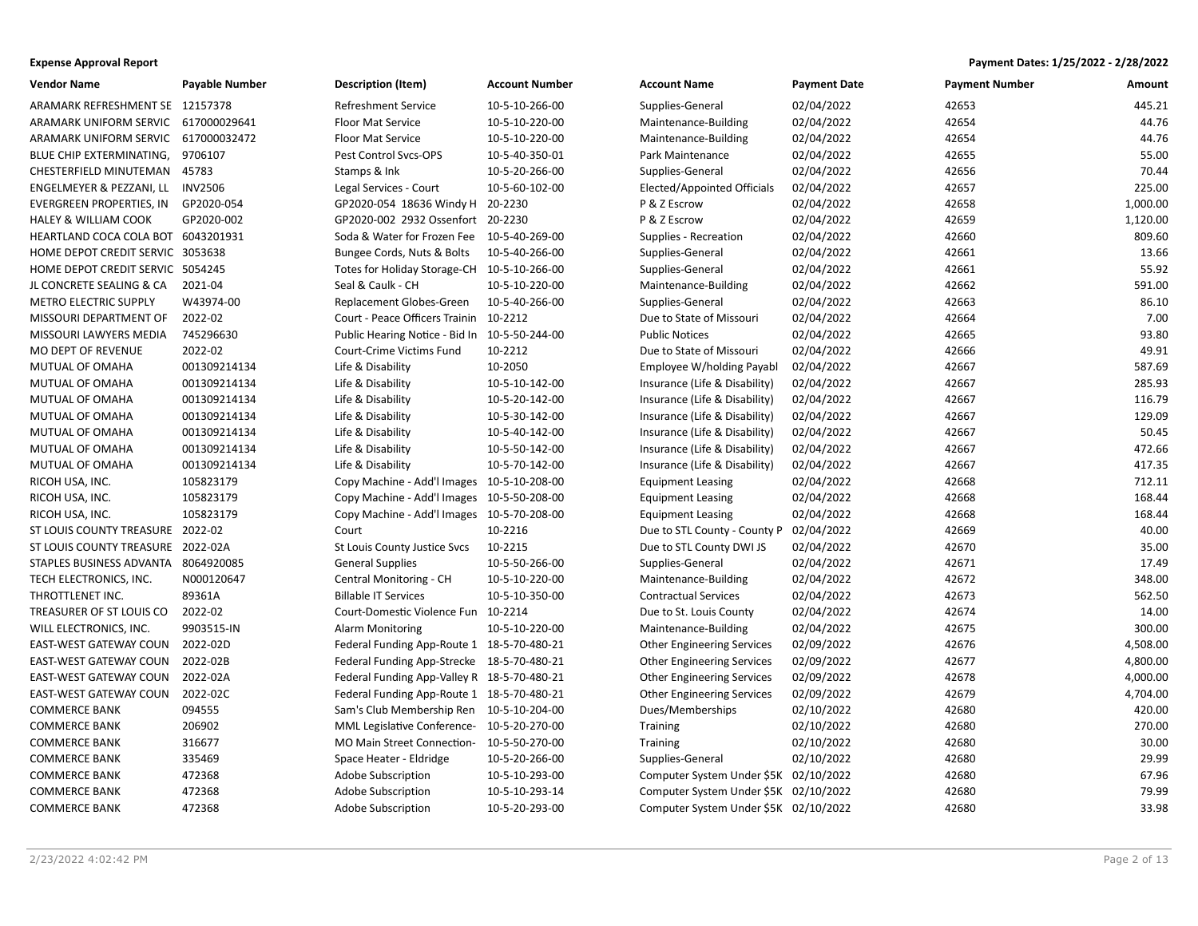**Expense Approval Report**

**Payment Dates: 1/25/2022 - 2/28/2022**

| Vendor Name | Payable Number | Description (Item) | Account Number | Account Name | Payment Date | Payment Number | Amount |
|---|---|---|---|---|---|---|---|
| ARAMARK REFRESHMENT SE | 12157378 | Refreshment Service | 10-5-10-266-00 | Supplies-General | 02/04/2022 | 42653 | 445.21 |
| ARAMARK UNIFORM SERVIC | 617000029641 | Floor Mat Service | 10-5-10-220-00 | Maintenance-Building | 02/04/2022 | 42654 | 44.76 |
| ARAMARK UNIFORM SERVIC | 617000032472 | Floor Mat Service | 10-5-10-220-00 | Maintenance-Building | 02/04/2022 | 42654 | 44.76 |
| BLUE CHIP EXTERMINATING, | 9706107 | Pest Control Svcs-OPS | 10-5-40-350-01 | Park Maintenance | 02/04/2022 | 42655 | 55.00 |
| CHESTERFIELD MINUTEMAN | 45783 | Stamps & Ink | 10-5-20-266-00 | Supplies-General | 02/04/2022 | 42656 | 70.44 |
| ENGELMEYER & PEZZANI, LL | INV2506 | Legal Services - Court | 10-5-60-102-00 | Elected/Appointed Officials | 02/04/2022 | 42657 | 225.00 |
| EVERGREEN PROPERTIES, IN | GP2020-054 | GP2020-054 18636 Windy H | 20-2230 | P & Z Escrow | 02/04/2022 | 42658 | 1,000.00 |
| HALEY & WILLIAM COOK | GP2020-002 | GP2020-002 2932 Ossenfort | 20-2230 | P & Z Escrow | 02/04/2022 | 42659 | 1,120.00 |
| HEARTLAND COCA COLA BOT | 6043201931 | Soda & Water for Frozen Fee | 10-5-40-269-00 | Supplies - Recreation | 02/04/2022 | 42660 | 809.60 |
| HOME DEPOT CREDIT SERVIC | 3053638 | Bungee Cords, Nuts & Bolts | 10-5-40-266-00 | Supplies-General | 02/04/2022 | 42661 | 13.66 |
| HOME DEPOT CREDIT SERVIC | 5054245 | Totes for Holiday Storage-CH | 10-5-10-266-00 | Supplies-General | 02/04/2022 | 42661 | 55.92 |
| JL CONCRETE SEALING & CA | 2021-04 | Seal & Caulk - CH | 10-5-10-220-00 | Maintenance-Building | 02/04/2022 | 42662 | 591.00 |
| METRO ELECTRIC SUPPLY | W43974-00 | Replacement Globes-Green | 10-5-40-266-00 | Supplies-General | 02/04/2022 | 42663 | 86.10 |
| MISSOURI DEPARTMENT OF | 2022-02 | Court - Peace Officers Trainin | 10-2212 | Due to State of Missouri | 02/04/2022 | 42664 | 7.00 |
| MISSOURI LAWYERS MEDIA | 745296630 | Public Hearing Notice - Bid In | 10-5-50-244-00 | Public Notices | 02/04/2022 | 42665 | 93.80 |
| MO DEPT OF REVENUE | 2022-02 | Court-Crime Victims Fund | 10-2212 | Due to State of Missouri | 02/04/2022 | 42666 | 49.91 |
| MUTUAL OF OMAHA | 001309214134 | Life & Disability | 10-2050 | Employee W/holding Payabl | 02/04/2022 | 42667 | 587.69 |
| MUTUAL OF OMAHA | 001309214134 | Life & Disability | 10-5-10-142-00 | Insurance (Life & Disability) | 02/04/2022 | 42667 | 285.93 |
| MUTUAL OF OMAHA | 001309214134 | Life & Disability | 10-5-20-142-00 | Insurance (Life & Disability) | 02/04/2022 | 42667 | 116.79 |
| MUTUAL OF OMAHA | 001309214134 | Life & Disability | 10-5-30-142-00 | Insurance (Life & Disability) | 02/04/2022 | 42667 | 129.09 |
| MUTUAL OF OMAHA | 001309214134 | Life & Disability | 10-5-40-142-00 | Insurance (Life & Disability) | 02/04/2022 | 42667 | 50.45 |
| MUTUAL OF OMAHA | 001309214134 | Life & Disability | 10-5-50-142-00 | Insurance (Life & Disability) | 02/04/2022 | 42667 | 472.66 |
| MUTUAL OF OMAHA | 001309214134 | Life & Disability | 10-5-70-142-00 | Insurance (Life & Disability) | 02/04/2022 | 42667 | 417.35 |
| RICOH USA, INC. | 105823179 | Copy Machine - Add'l Images | 10-5-10-208-00 | Equipment Leasing | 02/04/2022 | 42668 | 712.11 |
| RICOH USA, INC. | 105823179 | Copy Machine - Add'l Images | 10-5-50-208-00 | Equipment Leasing | 02/04/2022 | 42668 | 168.44 |
| RICOH USA, INC. | 105823179 | Copy Machine - Add'l Images | 10-5-70-208-00 | Equipment Leasing | 02/04/2022 | 42668 | 168.44 |
| ST LOUIS COUNTY TREASURE | 2022-02 | Court | 10-2216 | Due to STL County - County P | 02/04/2022 | 42669 | 40.00 |
| ST LOUIS COUNTY TREASURE | 2022-02A | St Louis County Justice Svcs | 10-2215 | Due to STL County DWI JS | 02/04/2022 | 42670 | 35.00 |
| STAPLES BUSINESS ADVANTA | 8064920085 | General Supplies | 10-5-50-266-00 | Supplies-General | 02/04/2022 | 42671 | 17.49 |
| TECH ELECTRONICS, INC. | N000120647 | Central Monitoring - CH | 10-5-10-220-00 | Maintenance-Building | 02/04/2022 | 42672 | 348.00 |
| THROTTLENET INC. | 89361A | Billable IT Services | 10-5-10-350-00 | Contractual Services | 02/04/2022 | 42673 | 562.50 |
| TREASURER OF ST LOUIS CO | 2022-02 | Court-Domestic Violence Fun | 10-2214 | Due to St. Louis County | 02/04/2022 | 42674 | 14.00 |
| WILL ELECTRONICS, INC. | 9903515-IN | Alarm Monitoring | 10-5-10-220-00 | Maintenance-Building | 02/04/2022 | 42675 | 300.00 |
| EAST-WEST GATEWAY COUN | 2022-02D | Federal Funding App-Route 1 | 18-5-70-480-21 | Other Engineering Services | 02/09/2022 | 42676 | 4,508.00 |
| EAST-WEST GATEWAY COUN | 2022-02B | Federal Funding App-Strecke | 18-5-70-480-21 | Other Engineering Services | 02/09/2022 | 42677 | 4,800.00 |
| EAST-WEST GATEWAY COUN | 2022-02A | Federal Funding App-Valley R | 18-5-70-480-21 | Other Engineering Services | 02/09/2022 | 42678 | 4,000.00 |
| EAST-WEST GATEWAY COUN | 2022-02C | Federal Funding App-Route 1 | 18-5-70-480-21 | Other Engineering Services | 02/09/2022 | 42679 | 4,704.00 |
| COMMERCE BANK | 094555 | Sam's Club Membership Ren | 10-5-10-204-00 | Dues/Memberships | 02/10/2022 | 42680 | 420.00 |
| COMMERCE BANK | 206902 | MML Legislative Conference- | 10-5-20-270-00 | Training | 02/10/2022 | 42680 | 270.00 |
| COMMERCE BANK | 316677 | MO Main Street Connection- | 10-5-50-270-00 | Training | 02/10/2022 | 42680 | 30.00 |
| COMMERCE BANK | 335469 | Space Heater - Eldridge | 10-5-20-266-00 | Supplies-General | 02/10/2022 | 42680 | 29.99 |
| COMMERCE BANK | 472368 | Adobe Subscription | 10-5-10-293-00 | Computer System Under $5K | 02/10/2022 | 42680 | 67.96 |
| COMMERCE BANK | 472368 | Adobe Subscription | 10-5-10-293-14 | Computer System Under $5K | 02/10/2022 | 42680 | 79.99 |
| COMMERCE BANK | 472368 | Adobe Subscription | 10-5-20-293-00 | Computer System Under $5K | 02/10/2022 | 42680 | 33.98 |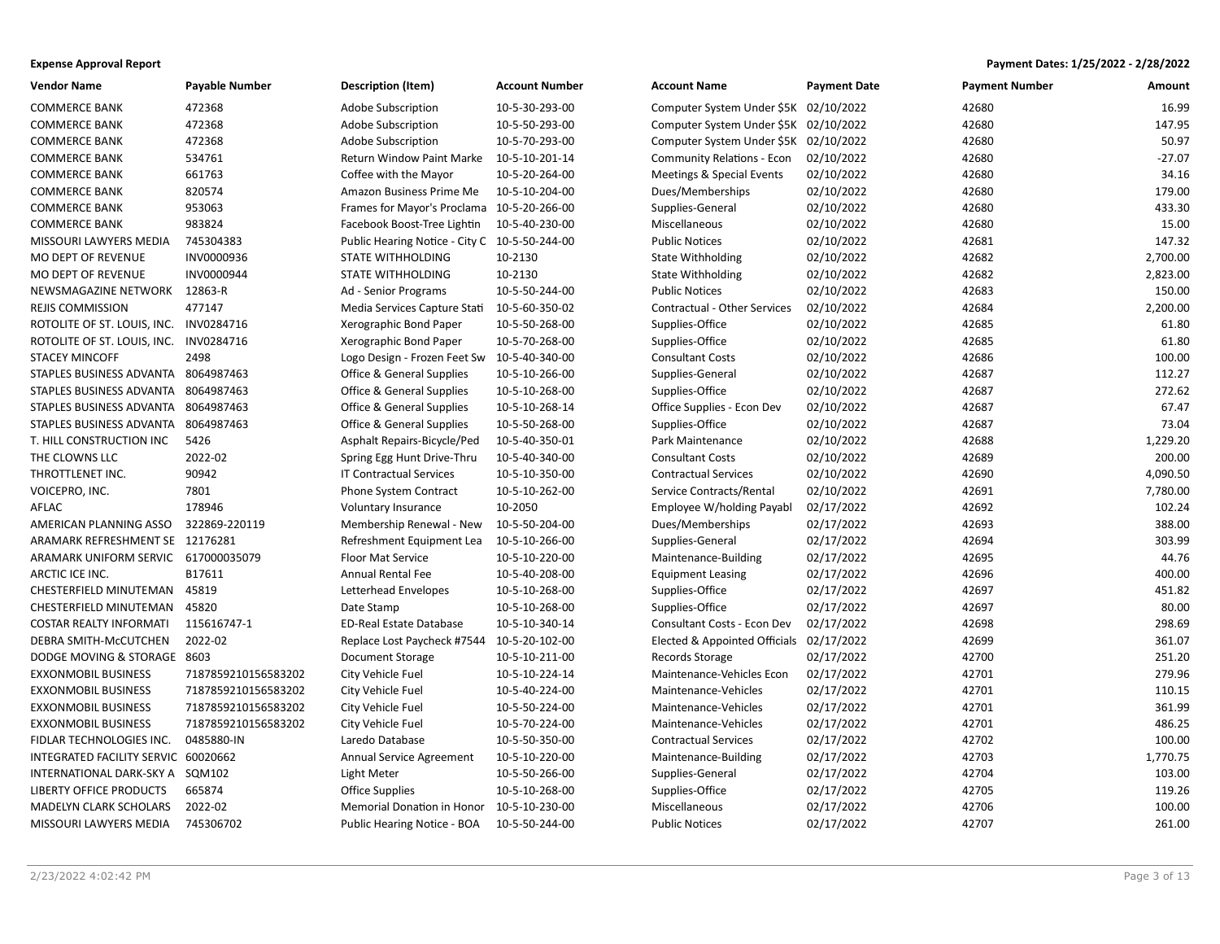**Expense Approval Report** | **Payment Dates: 1/25/2022 - 2/28/2022**

| Vendor Name | Payable Number | Description (Item) | Account Number | Account Name | Payment Date | Payment Number | Amount |
|---|---|---|---|---|---|---|---|
| COMMERCE BANK | 472368 | Adobe Subscription | 10-5-30-293-00 | Computer System Under $5K | 02/10/2022 | 42680 | 16.99 |
| COMMERCE BANK | 472368 | Adobe Subscription | 10-5-50-293-00 | Computer System Under $5K | 02/10/2022 | 42680 | 147.95 |
| COMMERCE BANK | 472368 | Adobe Subscription | 10-5-70-293-00 | Computer System Under $5K | 02/10/2022 | 42680 | 50.97 |
| COMMERCE BANK | 534761 | Return Window Paint Marke | 10-5-10-201-14 | Community Relations - Econ | 02/10/2022 | 42680 | -27.07 |
| COMMERCE BANK | 661763 | Coffee with the Mayor | 10-5-20-264-00 | Meetings & Special Events | 02/10/2022 | 42680 | 34.16 |
| COMMERCE BANK | 820574 | Amazon Business Prime Me | 10-5-10-204-00 | Dues/Memberships | 02/10/2022 | 42680 | 179.00 |
| COMMERCE BANK | 953063 | Frames for Mayor's Proclama | 10-5-20-266-00 | Supplies-General | 02/10/2022 | 42680 | 433.30 |
| COMMERCE BANK | 983824 | Facebook Boost-Tree Lightin | 10-5-40-230-00 | Miscellaneous | 02/10/2022 | 42680 | 15.00 |
| MISSOURI LAWYERS MEDIA | 745304383 | Public Hearing Notice - City C | 10-5-50-244-00 | Public Notices | 02/10/2022 | 42681 | 147.32 |
| MO DEPT OF REVENUE | INV0000936 | STATE WITHHOLDING | 10-2130 | State Withholding | 02/10/2022 | 42682 | 2,700.00 |
| MO DEPT OF REVENUE | INV0000944 | STATE WITHHOLDING | 10-2130 | State Withholding | 02/10/2022 | 42682 | 2,823.00 |
| NEWSMAGAZINE NETWORK | 12863-R | Ad - Senior Programs | 10-5-50-244-00 | Public Notices | 02/10/2022 | 42683 | 150.00 |
| REJIS COMMISSION | 477147 | Media Services Capture Stati | 10-5-60-350-02 | Contractual - Other Services | 02/10/2022 | 42684 | 2,200.00 |
| ROTOLITE OF ST. LOUIS, INC. | INV0284716 | Xerographic Bond Paper | 10-5-50-268-00 | Supplies-Office | 02/10/2022 | 42685 | 61.80 |
| ROTOLITE OF ST. LOUIS, INC. | INV0284716 | Xerographic Bond Paper | 10-5-70-268-00 | Supplies-Office | 02/10/2022 | 42685 | 61.80 |
| STACEY MINCOFF | 2498 | Logo Design - Frozen Feet Sw | 10-5-40-340-00 | Consultant Costs | 02/10/2022 | 42686 | 100.00 |
| STAPLES BUSINESS ADVANTA | 8064987463 | Office & General Supplies | 10-5-10-266-00 | Supplies-General | 02/10/2022 | 42687 | 112.27 |
| STAPLES BUSINESS ADVANTA | 8064987463 | Office & General Supplies | 10-5-10-268-00 | Supplies-Office | 02/10/2022 | 42687 | 272.62 |
| STAPLES BUSINESS ADVANTA | 8064987463 | Office & General Supplies | 10-5-10-268-14 | Office Supplies - Econ Dev | 02/10/2022 | 42687 | 67.47 |
| STAPLES BUSINESS ADVANTA | 8064987463 | Office & General Supplies | 10-5-50-268-00 | Supplies-Office | 02/10/2022 | 42687 | 73.04 |
| T. HILL CONSTRUCTION INC | 5426 | Asphalt Repairs-Bicycle/Ped | 10-5-40-350-01 | Park Maintenance | 02/10/2022 | 42688 | 1,229.20 |
| THE CLOWNS LLC | 2022-02 | Spring Egg Hunt Drive-Thru | 10-5-40-340-00 | Consultant Costs | 02/10/2022 | 42689 | 200.00 |
| THROTTLENET INC. | 90942 | IT Contractual Services | 10-5-10-350-00 | Contractual Services | 02/10/2022 | 42690 | 4,090.50 |
| VOICEPRO, INC. | 7801 | Phone System Contract | 10-5-10-262-00 | Service Contracts/Rental | 02/10/2022 | 42691 | 7,780.00 |
| AFLAC | 178946 | Voluntary Insurance | 10-2050 | Employee W/holding Payabl | 02/17/2022 | 42692 | 102.24 |
| AMERICAN PLANNING ASSO | 322869-220119 | Membership Renewal - New | 10-5-50-204-00 | Dues/Memberships | 02/17/2022 | 42693 | 388.00 |
| ARAMARK REFRESHMENT SE | 12176281 | Refreshment Equipment Lea | 10-5-10-266-00 | Supplies-General | 02/17/2022 | 42694 | 303.99 |
| ARAMARK UNIFORM SERVIC | 617000035079 | Floor Mat Service | 10-5-10-220-00 | Maintenance-Building | 02/17/2022 | 42695 | 44.76 |
| ARCTIC ICE INC. | B17611 | Annual Rental Fee | 10-5-40-208-00 | Equipment Leasing | 02/17/2022 | 42696 | 400.00 |
| CHESTERFIELD MINUTEMAN | 45819 | Letterhead Envelopes | 10-5-10-268-00 | Supplies-Office | 02/17/2022 | 42697 | 451.82 |
| CHESTERFIELD MINUTEMAN | 45820 | Date Stamp | 10-5-10-268-00 | Supplies-Office | 02/17/2022 | 42697 | 80.00 |
| COSTAR REALTY INFORMATI | 115616747-1 | ED-Real Estate Database | 10-5-10-340-14 | Consultant Costs - Econ Dev | 02/17/2022 | 42698 | 298.69 |
| DEBRA SMITH-McCUTCHEN | 2022-02 | Replace Lost Paycheck #7544 | 10-5-20-102-00 | Elected & Appointed Officials | 02/17/2022 | 42699 | 361.07 |
| DODGE MOVING & STORAGE | 8603 | Document Storage | 10-5-10-211-00 | Records Storage | 02/17/2022 | 42700 | 251.20 |
| EXXONMOBIL BUSINESS | 7187859210156583202 | City Vehicle Fuel | 10-5-10-224-14 | Maintenance-Vehicles Econ | 02/17/2022 | 42701 | 279.96 |
| EXXONMOBIL BUSINESS | 7187859210156583202 | City Vehicle Fuel | 10-5-40-224-00 | Maintenance-Vehicles | 02/17/2022 | 42701 | 110.15 |
| EXXONMOBIL BUSINESS | 7187859210156583202 | City Vehicle Fuel | 10-5-50-224-00 | Maintenance-Vehicles | 02/17/2022 | 42701 | 361.99 |
| EXXONMOBIL BUSINESS | 7187859210156583202 | City Vehicle Fuel | 10-5-70-224-00 | Maintenance-Vehicles | 02/17/2022 | 42701 | 486.25 |
| FIDLAR TECHNOLOGIES INC. | 0485880-IN | Laredo Database | 10-5-50-350-00 | Contractual Services | 02/17/2022 | 42702 | 100.00 |
| INTEGRATED FACILITY SERVIC | 60020662 | Annual Service Agreement | 10-5-10-220-00 | Maintenance-Building | 02/17/2022 | 42703 | 1,770.75 |
| INTERNATIONAL DARK-SKY A | SQM102 | Light Meter | 10-5-50-266-00 | Supplies-General | 02/17/2022 | 42704 | 103.00 |
| LIBERTY OFFICE PRODUCTS | 665874 | Office Supplies | 10-5-10-268-00 | Supplies-Office | 02/17/2022 | 42705 | 119.26 |
| MADELYN CLARK SCHOLARS | 2022-02 | Memorial Donation in Honor | 10-5-10-230-00 | Miscellaneous | 02/17/2022 | 42706 | 100.00 |
| MISSOURI LAWYERS MEDIA | 745306702 | Public Hearing Notice - BOA | 10-5-50-244-00 | Public Notices | 02/17/2022 | 42707 | 261.00 |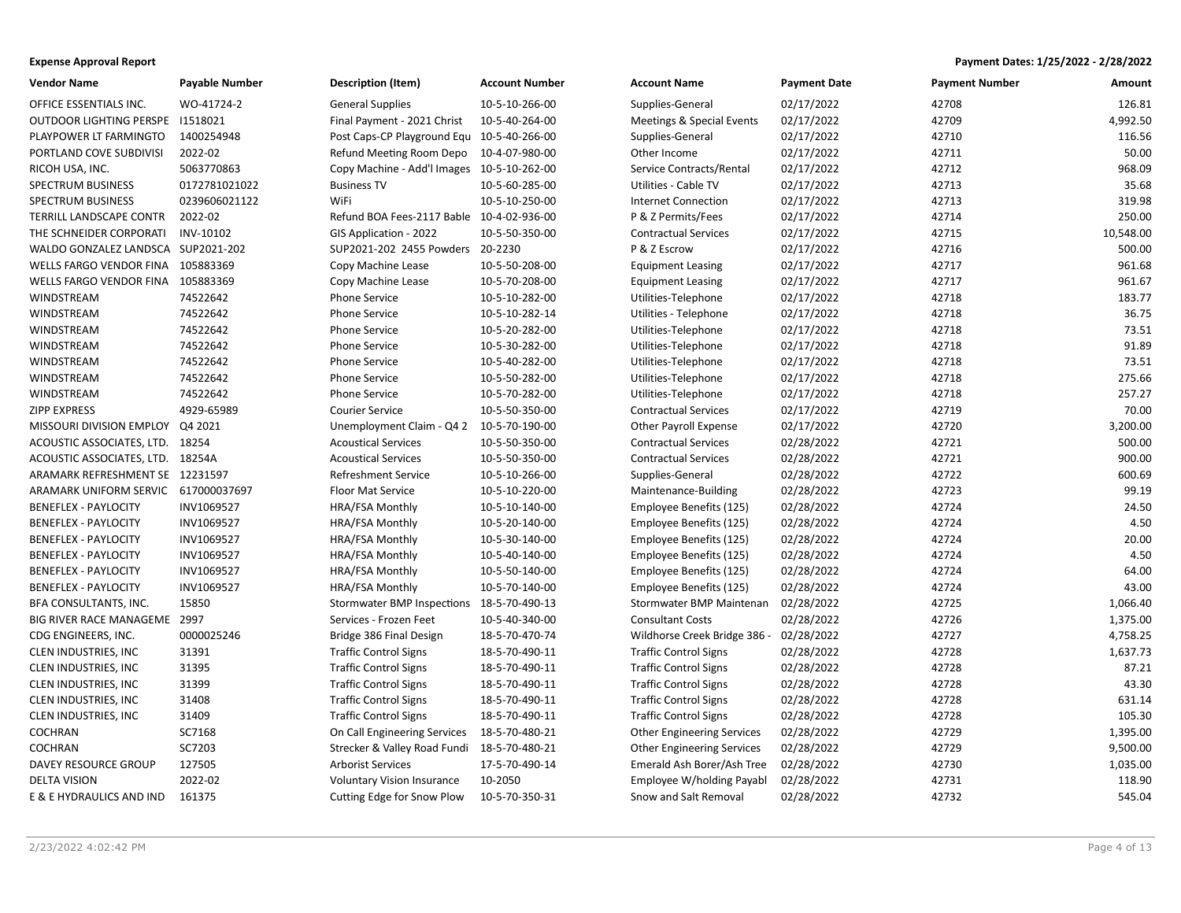**Expense Approval Report** | **Payment Dates: 1/25/2022 - 2/28/2022**

| Vendor Name | Payable Number | Description (Item) | Account Number | Account Name | Payment Date | Payment Number | Amount |
|---|---|---|---|---|---|---|---|
| OFFICE ESSENTIALS INC. | WO-41724-2 | General Supplies | 10-5-10-266-00 | Supplies-General | 02/17/2022 | 42708 | 126.81 |
| OUTDOOR LIGHTING PERSPE | I1518021 | Final Payment - 2021 Christ | 10-5-40-264-00 | Meetings & Special Events | 02/17/2022 | 42709 | 4,992.50 |
| PLAYPOWER LT FARMINGTO | 1400254948 | Post Caps-CP Playground Equ | 10-5-40-266-00 | Supplies-General | 02/17/2022 | 42710 | 116.56 |
| PORTLAND COVE SUBDIVISI | 2022-02 | Refund Meeting Room Depo | 10-4-07-980-00 | Other Income | 02/17/2022 | 42711 | 50.00 |
| RICOH USA, INC. | 5063770863 | Copy Machine - Add'l Images | 10-5-10-262-00 | Service Contracts/Rental | 02/17/2022 | 42712 | 968.09 |
| SPECTRUM BUSINESS | 0172781021022 | Business TV | 10-5-60-285-00 | Utilities - Cable TV | 02/17/2022 | 42713 | 35.68 |
| SPECTRUM BUSINESS | 0239606021122 | WiFi | 10-5-10-250-00 | Internet Connection | 02/17/2022 | 42713 | 319.98 |
| TERRILL LANDSCAPE CONTR | 2022-02 | Refund BOA Fees-2117 Bable | 10-4-02-936-00 | P & Z Permits/Fees | 02/17/2022 | 42714 | 250.00 |
| THE SCHNEIDER CORPORATI | INV-10102 | GIS Application - 2022 | 10-5-50-350-00 | Contractual Services | 02/17/2022 | 42715 | 10,548.00 |
| WALDO GONZALEZ LANDSCA | SUP2021-202 | SUP2021-202 2455 Powders | 20-2230 | P & Z Escrow | 02/17/2022 | 42716 | 500.00 |
| WELLS FARGO VENDOR FINA | 105883369 | Copy Machine Lease | 10-5-50-208-00 | Equipment Leasing | 02/17/2022 | 42717 | 961.68 |
| WELLS FARGO VENDOR FINA | 105883369 | Copy Machine Lease | 10-5-70-208-00 | Equipment Leasing | 02/17/2022 | 42717 | 961.67 |
| WINDSTREAM | 74522642 | Phone Service | 10-5-10-282-00 | Utilities-Telephone | 02/17/2022 | 42718 | 183.77 |
| WINDSTREAM | 74522642 | Phone Service | 10-5-10-282-14 | Utilities - Telephone | 02/17/2022 | 42718 | 36.75 |
| WINDSTREAM | 74522642 | Phone Service | 10-5-20-282-00 | Utilities-Telephone | 02/17/2022 | 42718 | 73.51 |
| WINDSTREAM | 74522642 | Phone Service | 10-5-30-282-00 | Utilities-Telephone | 02/17/2022 | 42718 | 91.89 |
| WINDSTREAM | 74522642 | Phone Service | 10-5-40-282-00 | Utilities-Telephone | 02/17/2022 | 42718 | 73.51 |
| WINDSTREAM | 74522642 | Phone Service | 10-5-50-282-00 | Utilities-Telephone | 02/17/2022 | 42718 | 275.66 |
| WINDSTREAM | 74522642 | Phone Service | 10-5-70-282-00 | Utilities-Telephone | 02/17/2022 | 42718 | 257.27 |
| ZIPP EXPRESS | 4929-65989 | Courier Service | 10-5-50-350-00 | Contractual Services | 02/17/2022 | 42719 | 70.00 |
| MISSOURI DIVISION EMPLOY | Q4 2021 | Unemployment Claim - Q4 2 | 10-5-70-190-00 | Other Payroll Expense | 02/17/2022 | 42720 | 3,200.00 |
| ACOUSTIC ASSOCIATES, LTD. | 18254 | Acoustical Services | 10-5-50-350-00 | Contractual Services | 02/28/2022 | 42721 | 500.00 |
| ACOUSTIC ASSOCIATES, LTD. | 18254A | Acoustical Services | 10-5-50-350-00 | Contractual Services | 02/28/2022 | 42721 | 900.00 |
| ARAMARK REFRESHMENT SE | 12231597 | Refreshment Service | 10-5-10-266-00 | Supplies-General | 02/28/2022 | 42722 | 600.69 |
| ARAMARK UNIFORM SERVIC | 617000037697 | Floor Mat Service | 10-5-10-220-00 | Maintenance-Building | 02/28/2022 | 42723 | 99.19 |
| BENEFLEX - PAYLOCITY | INV1069527 | HRA/FSA Monthly | 10-5-10-140-00 | Employee Benefits (125) | 02/28/2022 | 42724 | 24.50 |
| BENEFLEX - PAYLOCITY | INV1069527 | HRA/FSA Monthly | 10-5-20-140-00 | Employee Benefits (125) | 02/28/2022 | 42724 | 4.50 |
| BENEFLEX - PAYLOCITY | INV1069527 | HRA/FSA Monthly | 10-5-30-140-00 | Employee Benefits (125) | 02/28/2022 | 42724 | 20.00 |
| BENEFLEX - PAYLOCITY | INV1069527 | HRA/FSA Monthly | 10-5-40-140-00 | Employee Benefits (125) | 02/28/2022 | 42724 | 4.50 |
| BENEFLEX - PAYLOCITY | INV1069527 | HRA/FSA Monthly | 10-5-50-140-00 | Employee Benefits (125) | 02/28/2022 | 42724 | 64.00 |
| BENEFLEX - PAYLOCITY | INV1069527 | HRA/FSA Monthly | 10-5-70-140-00 | Employee Benefits (125) | 02/28/2022 | 42724 | 43.00 |
| BFA CONSULTANTS, INC. | 15850 | Stormwater BMP Inspections | 18-5-70-490-13 | Stormwater BMP Maintenan | 02/28/2022 | 42725 | 1,066.40 |
| BIG RIVER RACE MANAGEME | 2997 | Services - Frozen Feet | 10-5-40-340-00 | Consultant Costs | 02/28/2022 | 42726 | 1,375.00 |
| CDG ENGINEERS, INC. | 0000025246 | Bridge 386 Final Design | 18-5-70-470-74 | Wildhorse Creek Bridge 386 - | 02/28/2022 | 42727 | 4,758.25 |
| CLEN INDUSTRIES, INC | 31391 | Traffic Control Signs | 18-5-70-490-11 | Traffic Control Signs | 02/28/2022 | 42728 | 1,637.73 |
| CLEN INDUSTRIES, INC | 31395 | Traffic Control Signs | 18-5-70-490-11 | Traffic Control Signs | 02/28/2022 | 42728 | 87.21 |
| CLEN INDUSTRIES, INC | 31399 | Traffic Control Signs | 18-5-70-490-11 | Traffic Control Signs | 02/28/2022 | 42728 | 43.30 |
| CLEN INDUSTRIES, INC | 31408 | Traffic Control Signs | 18-5-70-490-11 | Traffic Control Signs | 02/28/2022 | 42728 | 631.14 |
| CLEN INDUSTRIES, INC | 31409 | Traffic Control Signs | 18-5-70-490-11 | Traffic Control Signs | 02/28/2022 | 42728 | 105.30 |
| COCHRAN | SC7168 | On Call Engineering Services | 18-5-70-480-21 | Other Engineering Services | 02/28/2022 | 42729 | 1,395.00 |
| COCHRAN | SC7203 | Strecker & Valley Road Fundi | 18-5-70-480-21 | Other Engineering Services | 02/28/2022 | 42729 | 9,500.00 |
| DAVEY RESOURCE GROUP | 127505 | Arborist Services | 17-5-70-490-14 | Emerald Ash Borer/Ash Tree | 02/28/2022 | 42730 | 1,035.00 |
| DELTA VISION | 2022-02 | Voluntary Vision Insurance | 10-2050 | Employee W/holding Payabl | 02/28/2022 | 42731 | 118.90 |
| E & E HYDRAULICS AND IND | 161375 | Cutting Edge for Snow Plow | 10-5-70-350-31 | Snow and Salt Removal | 02/28/2022 | 42732 | 545.04 |

2/23/2022 4:02:42 PM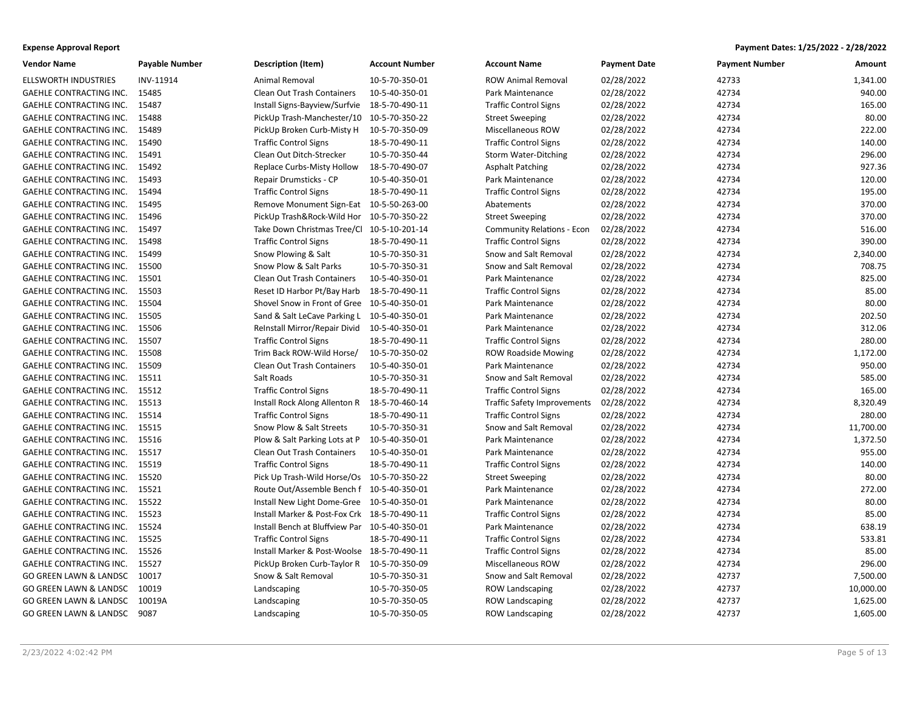**Expense Approval Report**

**Payment Dates: 1/25/2022 - 2/28/2022**

| Vendor Name | Payable Number | Description (Item) | Account Number | Account Name | Payment Date | Payment Number | Amount |
|---|---|---|---|---|---|---|---|
| ELLSWORTH INDUSTRIES | INV-11914 | Animal Removal | 10-5-70-350-01 | ROW Animal Removal | 02/28/2022 | 42733 | 1,341.00 |
| GAEHLE CONTRACTING INC. | 15485 | Clean Out Trash Containers | 10-5-40-350-01 | Park Maintenance | 02/28/2022 | 42734 | 940.00 |
| GAEHLE CONTRACTING INC. | 15487 | Install Signs-Bayview/Surfvie | 18-5-70-490-11 | Traffic Control Signs | 02/28/2022 | 42734 | 165.00 |
| GAEHLE CONTRACTING INC. | 15488 | PickUp Trash-Manchester/10 | 10-5-70-350-22 | Street Sweeping | 02/28/2022 | 42734 | 80.00 |
| GAEHLE CONTRACTING INC. | 15489 | PickUp Broken Curb-Misty H | 10-5-70-350-09 | Miscellaneous ROW | 02/28/2022 | 42734 | 222.00 |
| GAEHLE CONTRACTING INC. | 15490 | Traffic Control Signs | 18-5-70-490-11 | Traffic Control Signs | 02/28/2022 | 42734 | 140.00 |
| GAEHLE CONTRACTING INC. | 15491 | Clean Out Ditch-Strecker | 10-5-70-350-44 | Storm Water-Ditching | 02/28/2022 | 42734 | 296.00 |
| GAEHLE CONTRACTING INC. | 15492 | Replace Curbs-Misty Hollow | 18-5-70-490-07 | Asphalt Patching | 02/28/2022 | 42734 | 927.36 |
| GAEHLE CONTRACTING INC. | 15493 | Repair Drumsticks - CP | 10-5-40-350-01 | Park Maintenance | 02/28/2022 | 42734 | 120.00 |
| GAEHLE CONTRACTING INC. | 15494 | Traffic Control Signs | 18-5-70-490-11 | Traffic Control Signs | 02/28/2022 | 42734 | 195.00 |
| GAEHLE CONTRACTING INC. | 15495 | Remove Monument Sign-Eat | 10-5-50-263-00 | Abatements | 02/28/2022 | 42734 | 370.00 |
| GAEHLE CONTRACTING INC. | 15496 | PickUp Trash&Rock-Wild Hor | 10-5-70-350-22 | Street Sweeping | 02/28/2022 | 42734 | 370.00 |
| GAEHLE CONTRACTING INC. | 15497 | Take Down Christmas Tree/Cl | 10-5-10-201-14 | Community Relations - Econ | 02/28/2022 | 42734 | 516.00 |
| GAEHLE CONTRACTING INC. | 15498 | Traffic Control Signs | 18-5-70-490-11 | Traffic Control Signs | 02/28/2022 | 42734 | 390.00 |
| GAEHLE CONTRACTING INC. | 15499 | Snow Plowing & Salt | 10-5-70-350-31 | Snow and Salt Removal | 02/28/2022 | 42734 | 2,340.00 |
| GAEHLE CONTRACTING INC. | 15500 | Snow Plow & Salt Parks | 10-5-70-350-31 | Snow and Salt Removal | 02/28/2022 | 42734 | 708.75 |
| GAEHLE CONTRACTING INC. | 15501 | Clean Out Trash Containers | 10-5-40-350-01 | Park Maintenance | 02/28/2022 | 42734 | 825.00 |
| GAEHLE CONTRACTING INC. | 15503 | Reset ID Harbor Pt/Bay Harb | 18-5-70-490-11 | Traffic Control Signs | 02/28/2022 | 42734 | 85.00 |
| GAEHLE CONTRACTING INC. | 15504 | Shovel Snow in Front of Gree | 10-5-40-350-01 | Park Maintenance | 02/28/2022 | 42734 | 80.00 |
| GAEHLE CONTRACTING INC. | 15505 | Sand & Salt LeCave Parking L | 10-5-40-350-01 | Park Maintenance | 02/28/2022 | 42734 | 202.50 |
| GAEHLE CONTRACTING INC. | 15506 | ReInstall Mirror/Repair Divid | 10-5-40-350-01 | Park Maintenance | 02/28/2022 | 42734 | 312.06 |
| GAEHLE CONTRACTING INC. | 15507 | Traffic Control Signs | 18-5-70-490-11 | Traffic Control Signs | 02/28/2022 | 42734 | 280.00 |
| GAEHLE CONTRACTING INC. | 15508 | Trim Back ROW-Wild Horse/ | 10-5-70-350-02 | ROW Roadside Mowing | 02/28/2022 | 42734 | 1,172.00 |
| GAEHLE CONTRACTING INC. | 15509 | Clean Out Trash Containers | 10-5-40-350-01 | Park Maintenance | 02/28/2022 | 42734 | 950.00 |
| GAEHLE CONTRACTING INC. | 15511 | Salt Roads | 10-5-70-350-31 | Snow and Salt Removal | 02/28/2022 | 42734 | 585.00 |
| GAEHLE CONTRACTING INC. | 15512 | Traffic Control Signs | 18-5-70-490-11 | Traffic Control Signs | 02/28/2022 | 42734 | 165.00 |
| GAEHLE CONTRACTING INC. | 15513 | Install Rock Along Allenton R | 18-5-70-460-14 | Traffic Safety Improvements | 02/28/2022 | 42734 | 8,320.49 |
| GAEHLE CONTRACTING INC. | 15514 | Traffic Control Signs | 18-5-70-490-11 | Traffic Control Signs | 02/28/2022 | 42734 | 280.00 |
| GAEHLE CONTRACTING INC. | 15515 | Snow Plow & Salt Streets | 10-5-70-350-31 | Snow and Salt Removal | 02/28/2022 | 42734 | 11,700.00 |
| GAEHLE CONTRACTING INC. | 15516 | Plow & Salt Parking Lots at P | 10-5-40-350-01 | Park Maintenance | 02/28/2022 | 42734 | 1,372.50 |
| GAEHLE CONTRACTING INC. | 15517 | Clean Out Trash Containers | 10-5-40-350-01 | Park Maintenance | 02/28/2022 | 42734 | 955.00 |
| GAEHLE CONTRACTING INC. | 15519 | Traffic Control Signs | 18-5-70-490-11 | Traffic Control Signs | 02/28/2022 | 42734 | 140.00 |
| GAEHLE CONTRACTING INC. | 15520 | Pick Up Trash-Wild Horse/Os | 10-5-70-350-22 | Street Sweeping | 02/28/2022 | 42734 | 80.00 |
| GAEHLE CONTRACTING INC. | 15521 | Route Out/Assemble Bench f | 10-5-40-350-01 | Park Maintenance | 02/28/2022 | 42734 | 272.00 |
| GAEHLE CONTRACTING INC. | 15522 | Install New Light Dome-Gree | 10-5-40-350-01 | Park Maintenance | 02/28/2022 | 42734 | 80.00 |
| GAEHLE CONTRACTING INC. | 15523 | Install Marker & Post-Fox Crk | 18-5-70-490-11 | Traffic Control Signs | 02/28/2022 | 42734 | 85.00 |
| GAEHLE CONTRACTING INC. | 15524 | Install Bench at Bluffview Par | 10-5-40-350-01 | Park Maintenance | 02/28/2022 | 42734 | 638.19 |
| GAEHLE CONTRACTING INC. | 15525 | Traffic Control Signs | 18-5-70-490-11 | Traffic Control Signs | 02/28/2022 | 42734 | 533.81 |
| GAEHLE CONTRACTING INC. | 15526 | Install Marker & Post-Woolse | 18-5-70-490-11 | Traffic Control Signs | 02/28/2022 | 42734 | 85.00 |
| GAEHLE CONTRACTING INC. | 15527 | PickUp Broken Curb-Taylor R | 10-5-70-350-09 | Miscellaneous ROW | 02/28/2022 | 42734 | 296.00 |
| GO GREEN LAWN & LANDSC | 10017 | Snow & Salt Removal | 10-5-70-350-31 | Snow and Salt Removal | 02/28/2022 | 42737 | 7,500.00 |
| GO GREEN LAWN & LANDSC | 10019 | Landscaping | 10-5-70-350-05 | ROW Landscaping | 02/28/2022 | 42737 | 10,000.00 |
| GO GREEN LAWN & LANDSC | 10019A | Landscaping | 10-5-70-350-05 | ROW Landscaping | 02/28/2022 | 42737 | 1,625.00 |
| GO GREEN LAWN & LANDSC | 9087 | Landscaping | 10-5-70-350-05 | ROW Landscaping | 02/28/2022 | 42737 | 1,605.00 |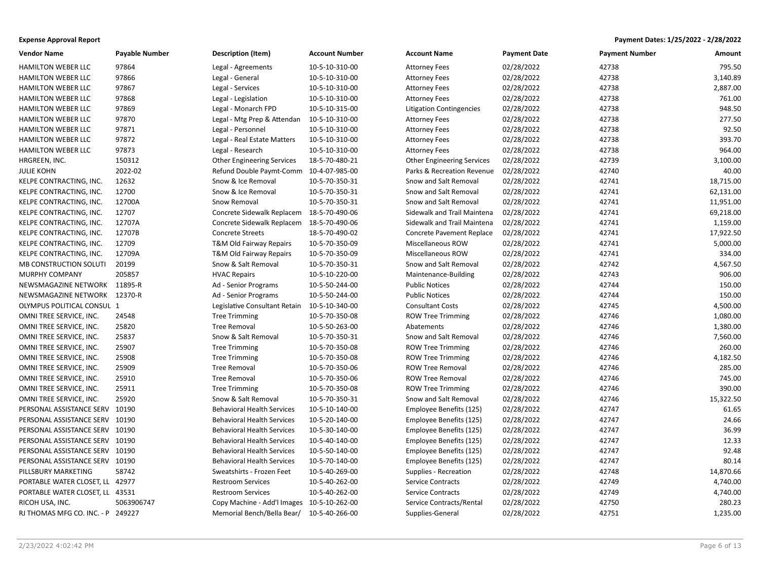**Expense Approval Report** | **Payment Dates: 1/25/2022 - 2/28/2022**

| Vendor Name | Payable Number | Description (Item) | Account Number | Account Name | Payment Date | Payment Number | Amount |
|---|---|---|---|---|---|---|---|
| HAMILTON WEBER LLC | 97864 | Legal - Agreements | 10-5-10-310-00 | Attorney Fees | 02/28/2022 | 42738 | 795.50 |
| HAMILTON WEBER LLC | 97866 | Legal - General | 10-5-10-310-00 | Attorney Fees | 02/28/2022 | 42738 | 3,140.89 |
| HAMILTON WEBER LLC | 97867 | Legal - Services | 10-5-10-310-00 | Attorney Fees | 02/28/2022 | 42738 | 2,887.00 |
| HAMILTON WEBER LLC | 97868 | Legal - Legislation | 10-5-10-310-00 | Attorney Fees | 02/28/2022 | 42738 | 761.00 |
| HAMILTON WEBER LLC | 97869 | Legal - Monarch FPD | 10-5-10-315-00 | Litigation Contingencies | 02/28/2022 | 42738 | 948.50 |
| HAMILTON WEBER LLC | 97870 | Legal - Mtg Prep & Attendan | 10-5-10-310-00 | Attorney Fees | 02/28/2022 | 42738 | 277.50 |
| HAMILTON WEBER LLC | 97871 | Legal - Personnel | 10-5-10-310-00 | Attorney Fees | 02/28/2022 | 42738 | 92.50 |
| HAMILTON WEBER LLC | 97872 | Legal - Real Estate Matters | 10-5-10-310-00 | Attorney Fees | 02/28/2022 | 42738 | 393.70 |
| HAMILTON WEBER LLC | 97873 | Legal - Research | 10-5-10-310-00 | Attorney Fees | 02/28/2022 | 42738 | 964.00 |
| HRGREEN, INC. | 150312 | Other Engineering Services | 18-5-70-480-21 | Other Engineering Services | 02/28/2022 | 42739 | 3,100.00 |
| JULIE KOHN | 2022-02 | Refund Double Paymt-Comm | 10-4-07-985-00 | Parks & Recreation Revenue | 02/28/2022 | 42740 | 40.00 |
| KELPE CONTRACTING, INC. | 12632 | Snow & Ice Removal | 10-5-70-350-31 | Snow and Salt Removal | 02/28/2022 | 42741 | 18,715.00 |
| KELPE CONTRACTING, INC. | 12700 | Snow & Ice Removal | 10-5-70-350-31 | Snow and Salt Removal | 02/28/2022 | 42741 | 62,131.00 |
| KELPE CONTRACTING, INC. | 12700A | Snow Removal | 10-5-70-350-31 | Snow and Salt Removal | 02/28/2022 | 42741 | 11,951.00 |
| KELPE CONTRACTING, INC. | 12707 | Concrete Sidewalk Replacem | 18-5-70-490-06 | Sidewalk and Trail Maintena | 02/28/2022 | 42741 | 69,218.00 |
| KELPE CONTRACTING, INC. | 12707A | Concrete Sidewalk Replacem | 18-5-70-490-06 | Sidewalk and Trail Maintena | 02/28/2022 | 42741 | 1,159.00 |
| KELPE CONTRACTING, INC. | 12707B | Concrete Streets | 18-5-70-490-02 | Concrete Pavement Replace | 02/28/2022 | 42741 | 17,922.50 |
| KELPE CONTRACTING, INC. | 12709 | T&M Old Fairway Repairs | 10-5-70-350-09 | Miscellaneous ROW | 02/28/2022 | 42741 | 5,000.00 |
| KELPE CONTRACTING, INC. | 12709A | T&M Old Fairway Repairs | 10-5-70-350-09 | Miscellaneous ROW | 02/28/2022 | 42741 | 334.00 |
| MB CONSTRUCTION SOLUTI | 20199 | Snow & Salt Removal | 10-5-70-350-31 | Snow and Salt Removal | 02/28/2022 | 42742 | 4,567.50 |
| MURPHY COMPANY | 205857 | HVAC Repairs | 10-5-10-220-00 | Maintenance-Building | 02/28/2022 | 42743 | 906.00 |
| NEWSMAGAZINE NETWORK | 11895-R | Ad - Senior Programs | 10-5-50-244-00 | Public Notices | 02/28/2022 | 42744 | 150.00 |
| NEWSMAGAZINE NETWORK | 12370-R | Ad - Senior Programs | 10-5-50-244-00 | Public Notices | 02/28/2022 | 42744 | 150.00 |
| OLYMPUS POLITICAL CONSUL | 1 | Legislative Consultant Retain | 10-5-10-340-00 | Consultant Costs | 02/28/2022 | 42745 | 4,500.00 |
| OMNI TREE SERVICE, INC. | 24548 | Tree Trimming | 10-5-70-350-08 | ROW Tree Trimming | 02/28/2022 | 42746 | 1,080.00 |
| OMNI TREE SERVICE, INC. | 25820 | Tree Removal | 10-5-50-263-00 | Abatements | 02/28/2022 | 42746 | 1,380.00 |
| OMNI TREE SERVICE, INC. | 25837 | Snow & Salt Removal | 10-5-70-350-31 | Snow and Salt Removal | 02/28/2022 | 42746 | 7,560.00 |
| OMNI TREE SERVICE, INC. | 25907 | Tree Trimming | 10-5-70-350-08 | ROW Tree Trimming | 02/28/2022 | 42746 | 260.00 |
| OMNI TREE SERVICE, INC. | 25908 | Tree Trimming | 10-5-70-350-08 | ROW Tree Trimming | 02/28/2022 | 42746 | 4,182.50 |
| OMNI TREE SERVICE, INC. | 25909 | Tree Removal | 10-5-70-350-06 | ROW Tree Removal | 02/28/2022 | 42746 | 285.00 |
| OMNI TREE SERVICE, INC. | 25910 | Tree Removal | 10-5-70-350-06 | ROW Tree Removal | 02/28/2022 | 42746 | 745.00 |
| OMNI TREE SERVICE, INC. | 25911 | Tree Trimming | 10-5-70-350-08 | ROW Tree Trimming | 02/28/2022 | 42746 | 390.00 |
| OMNI TREE SERVICE, INC. | 25920 | Snow & Salt Removal | 10-5-70-350-31 | Snow and Salt Removal | 02/28/2022 | 42746 | 15,322.50 |
| PERSONAL ASSISTANCE SERV | 10190 | Behavioral Health Services | 10-5-10-140-00 | Employee Benefits (125) | 02/28/2022 | 42747 | 61.65 |
| PERSONAL ASSISTANCE SERV | 10190 | Behavioral Health Services | 10-5-20-140-00 | Employee Benefits (125) | 02/28/2022 | 42747 | 24.66 |
| PERSONAL ASSISTANCE SERV | 10190 | Behavioral Health Services | 10-5-30-140-00 | Employee Benefits (125) | 02/28/2022 | 42747 | 36.99 |
| PERSONAL ASSISTANCE SERV | 10190 | Behavioral Health Services | 10-5-40-140-00 | Employee Benefits (125) | 02/28/2022 | 42747 | 12.33 |
| PERSONAL ASSISTANCE SERV | 10190 | Behavioral Health Services | 10-5-50-140-00 | Employee Benefits (125) | 02/28/2022 | 42747 | 92.48 |
| PERSONAL ASSISTANCE SERV | 10190 | Behavioral Health Services | 10-5-70-140-00 | Employee Benefits (125) | 02/28/2022 | 42747 | 80.14 |
| PILLSBURY MARKETING | 58742 | Sweatshirts - Frozen Feet | 10-5-40-269-00 | Supplies - Recreation | 02/28/2022 | 42748 | 14,870.66 |
| PORTABLE WATER CLOSET, LL | 42977 | Restroom Services | 10-5-40-262-00 | Service Contracts | 02/28/2022 | 42749 | 4,740.00 |
| PORTABLE WATER CLOSET, LL | 43531 | Restroom Services | 10-5-40-262-00 | Service Contracts | 02/28/2022 | 42749 | 4,740.00 |
| RICOH USA, INC. | 5063906747 | Copy Machine - Add'l Images | 10-5-10-262-00 | Service Contracts/Rental | 02/28/2022 | 42750 | 280.23 |
| RJ THOMAS MFG CO. INC. - P | 249227 | Memorial Bench/Bella Bear/ | 10-5-40-266-00 | Supplies-General | 02/28/2022 | 42751 | 1,235.00 |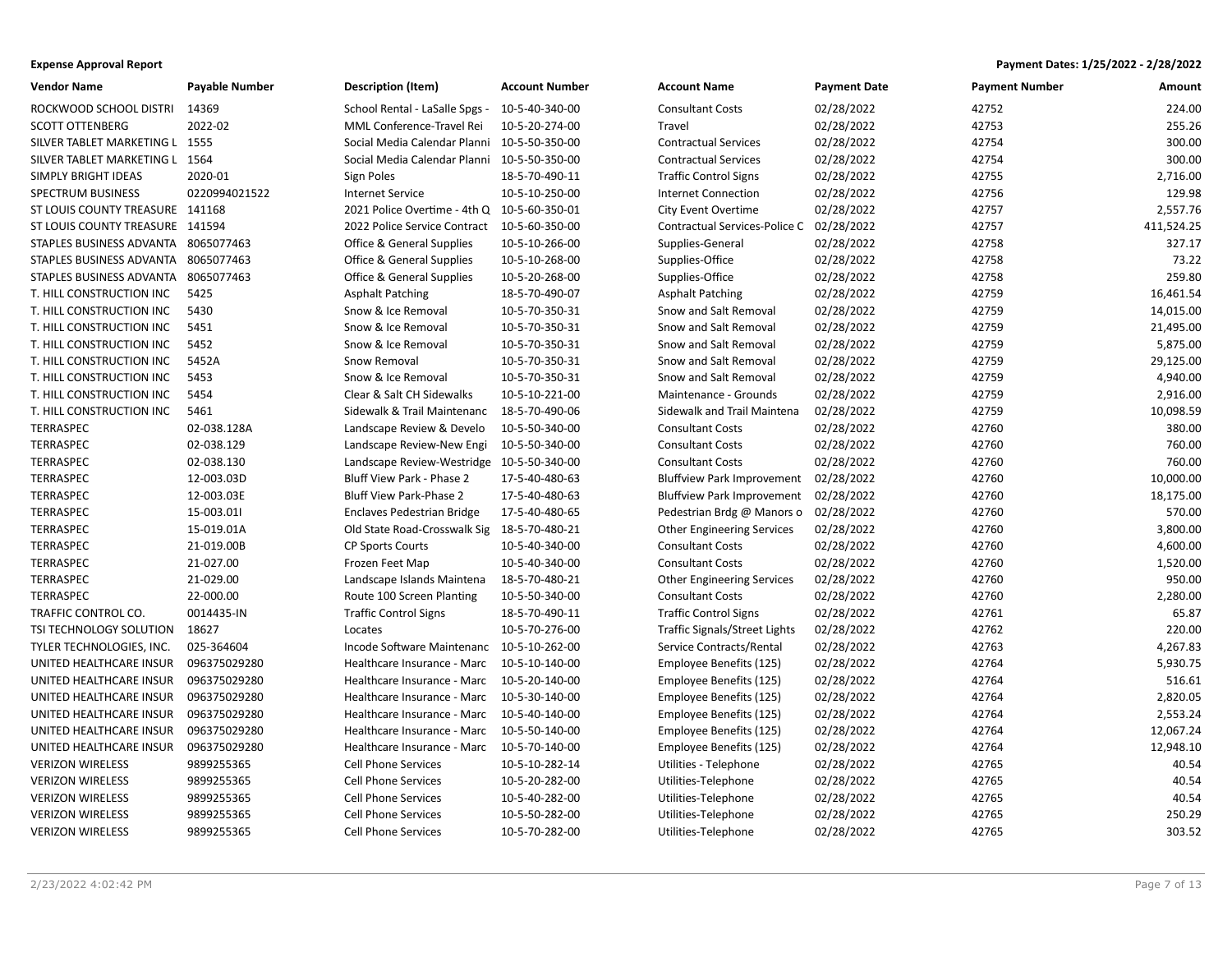**Expense Approval Report**

**Payment Dates: 1/25/2022 - 2/28/2022**

| Vendor Name | Payable Number | Description (Item) | Account Number | Account Name | Payment Date | Payment Number | Amount |
|---|---|---|---|---|---|---|---|
| ROCKWOOD SCHOOL DISTRI | 14369 | School Rental - LaSalle Spgs - | 10-5-40-340-00 | Consultant Costs | 02/28/2022 | 42752 | 224.00 |
| SCOTT OTTENBERG | 2022-02 | MML Conference-Travel Rei | 10-5-20-274-00 | Travel | 02/28/2022 | 42753 | 255.26 |
| SILVER TABLET MARKETING L | 1555 | Social Media Calendar Planni | 10-5-50-350-00 | Contractual Services | 02/28/2022 | 42754 | 300.00 |
| SILVER TABLET MARKETING L | 1564 | Social Media Calendar Planni | 10-5-50-350-00 | Contractual Services | 02/28/2022 | 42754 | 300.00 |
| SIMPLY BRIGHT IDEAS | 2020-01 | Sign Poles | 18-5-70-490-11 | Traffic Control Signs | 02/28/2022 | 42755 | 2,716.00 |
| SPECTRUM BUSINESS | 0220994021522 | Internet Service | 10-5-10-250-00 | Internet Connection | 02/28/2022 | 42756 | 129.98 |
| ST LOUIS COUNTY TREASURE | 141168 | 2021 Police Overtime - 4th Q | 10-5-60-350-01 | City Event Overtime | 02/28/2022 | 42757 | 2,557.76 |
| ST LOUIS COUNTY TREASURE | 141594 | 2022 Police Service Contract | 10-5-60-350-00 | Contractual Services-Police C | 02/28/2022 | 42757 | 411,524.25 |
| STAPLES BUSINESS ADVANTA | 8065077463 | Office & General Supplies | 10-5-10-266-00 | Supplies-General | 02/28/2022 | 42758 | 327.17 |
| STAPLES BUSINESS ADVANTA | 8065077463 | Office & General Supplies | 10-5-10-268-00 | Supplies-Office | 02/28/2022 | 42758 | 73.22 |
| STAPLES BUSINESS ADVANTA | 8065077463 | Office & General Supplies | 10-5-20-268-00 | Supplies-Office | 02/28/2022 | 42758 | 259.80 |
| T. HILL CONSTRUCTION INC | 5425 | Asphalt Patching | 18-5-70-490-07 | Asphalt Patching | 02/28/2022 | 42759 | 16,461.54 |
| T. HILL CONSTRUCTION INC | 5430 | Snow & Ice Removal | 10-5-70-350-31 | Snow and Salt Removal | 02/28/2022 | 42759 | 14,015.00 |
| T. HILL CONSTRUCTION INC | 5451 | Snow & Ice Removal | 10-5-70-350-31 | Snow and Salt Removal | 02/28/2022 | 42759 | 21,495.00 |
| T. HILL CONSTRUCTION INC | 5452 | Snow & Ice Removal | 10-5-70-350-31 | Snow and Salt Removal | 02/28/2022 | 42759 | 5,875.00 |
| T. HILL CONSTRUCTION INC | 5452A | Snow Removal | 10-5-70-350-31 | Snow and Salt Removal | 02/28/2022 | 42759 | 29,125.00 |
| T. HILL CONSTRUCTION INC | 5453 | Snow & Ice Removal | 10-5-70-350-31 | Snow and Salt Removal | 02/28/2022 | 42759 | 4,940.00 |
| T. HILL CONSTRUCTION INC | 5454 | Clear & Salt CH Sidewalks | 10-5-10-221-00 | Maintenance - Grounds | 02/28/2022 | 42759 | 2,916.00 |
| T. HILL CONSTRUCTION INC | 5461 | Sidewalk & Trail Maintenanc | 18-5-70-490-06 | Sidewalk and Trail Maintena | 02/28/2022 | 42759 | 10,098.59 |
| TERRASPEC | 02-038.128A | Landscape Review & Develo | 10-5-50-340-00 | Consultant Costs | 02/28/2022 | 42760 | 380.00 |
| TERRASPEC | 02-038.129 | Landscape Review-New Engi | 10-5-50-340-00 | Consultant Costs | 02/28/2022 | 42760 | 760.00 |
| TERRASPEC | 02-038.130 | Landscape Review-Westridge | 10-5-50-340-00 | Consultant Costs | 02/28/2022 | 42760 | 760.00 |
| TERRASPEC | 12-003.03D | Bluff View Park - Phase 2 | 17-5-40-480-63 | Bluffview Park Improvement | 02/28/2022 | 42760 | 10,000.00 |
| TERRASPEC | 12-003.03E | Bluff View Park-Phase 2 | 17-5-40-480-63 | Bluffview Park Improvement | 02/28/2022 | 42760 | 18,175.00 |
| TERRASPEC | 15-003.01I | Enclaves Pedestrian Bridge | 17-5-40-480-65 | Pedestrian Brdg @ Manors o | 02/28/2022 | 42760 | 570.00 |
| TERRASPEC | 15-019.01A | Old State Road-Crosswalk Sig | 18-5-70-480-21 | Other Engineering Services | 02/28/2022 | 42760 | 3,800.00 |
| TERRASPEC | 21-019.00B | CP Sports Courts | 10-5-40-340-00 | Consultant Costs | 02/28/2022 | 42760 | 4,600.00 |
| TERRASPEC | 21-027.00 | Frozen Feet Map | 10-5-40-340-00 | Consultant Costs | 02/28/2022 | 42760 | 1,520.00 |
| TERRASPEC | 21-029.00 | Landscape Islands Maintena | 18-5-70-480-21 | Other Engineering Services | 02/28/2022 | 42760 | 950.00 |
| TERRASPEC | 22-000.00 | Route 100 Screen Planting | 10-5-50-340-00 | Consultant Costs | 02/28/2022 | 42760 | 2,280.00 |
| TRAFFIC CONTROL CO. | 0014435-IN | Traffic Control Signs | 18-5-70-490-11 | Traffic Control Signs | 02/28/2022 | 42761 | 65.87 |
| TSI TECHNOLOGY SOLUTION | 18627 | Locates | 10-5-70-276-00 | Traffic Signals/Street Lights | 02/28/2022 | 42762 | 220.00 |
| TYLER TECHNOLOGIES, INC. | 025-364604 | Incode Software Maintenanc | 10-5-10-262-00 | Service Contracts/Rental | 02/28/2022 | 42763 | 4,267.83 |
| UNITED HEALTHCARE INSUR | 096375029280 | Healthcare Insurance - Marc | 10-5-10-140-00 | Employee Benefits (125) | 02/28/2022 | 42764 | 5,930.75 |
| UNITED HEALTHCARE INSUR | 096375029280 | Healthcare Insurance - Marc | 10-5-20-140-00 | Employee Benefits (125) | 02/28/2022 | 42764 | 516.61 |
| UNITED HEALTHCARE INSUR | 096375029280 | Healthcare Insurance - Marc | 10-5-30-140-00 | Employee Benefits (125) | 02/28/2022 | 42764 | 2,820.05 |
| UNITED HEALTHCARE INSUR | 096375029280 | Healthcare Insurance - Marc | 10-5-40-140-00 | Employee Benefits (125) | 02/28/2022 | 42764 | 2,553.24 |
| UNITED HEALTHCARE INSUR | 096375029280 | Healthcare Insurance - Marc | 10-5-50-140-00 | Employee Benefits (125) | 02/28/2022 | 42764 | 12,067.24 |
| UNITED HEALTHCARE INSUR | 096375029280 | Healthcare Insurance - Marc | 10-5-70-140-00 | Employee Benefits (125) | 02/28/2022 | 42764 | 12,948.10 |
| VERIZON WIRELESS | 9899255365 | Cell Phone Services | 10-5-10-282-14 | Utilities - Telephone | 02/28/2022 | 42765 | 40.54 |
| VERIZON WIRELESS | 9899255365 | Cell Phone Services | 10-5-20-282-00 | Utilities-Telephone | 02/28/2022 | 42765 | 40.54 |
| VERIZON WIRELESS | 9899255365 | Cell Phone Services | 10-5-40-282-00 | Utilities-Telephone | 02/28/2022 | 42765 | 40.54 |
| VERIZON WIRELESS | 9899255365 | Cell Phone Services | 10-5-50-282-00 | Utilities-Telephone | 02/28/2022 | 42765 | 250.29 |
| VERIZON WIRELESS | 9899255365 | Cell Phone Services | 10-5-70-282-00 | Utilities-Telephone | 02/28/2022 | 42765 | 303.52 |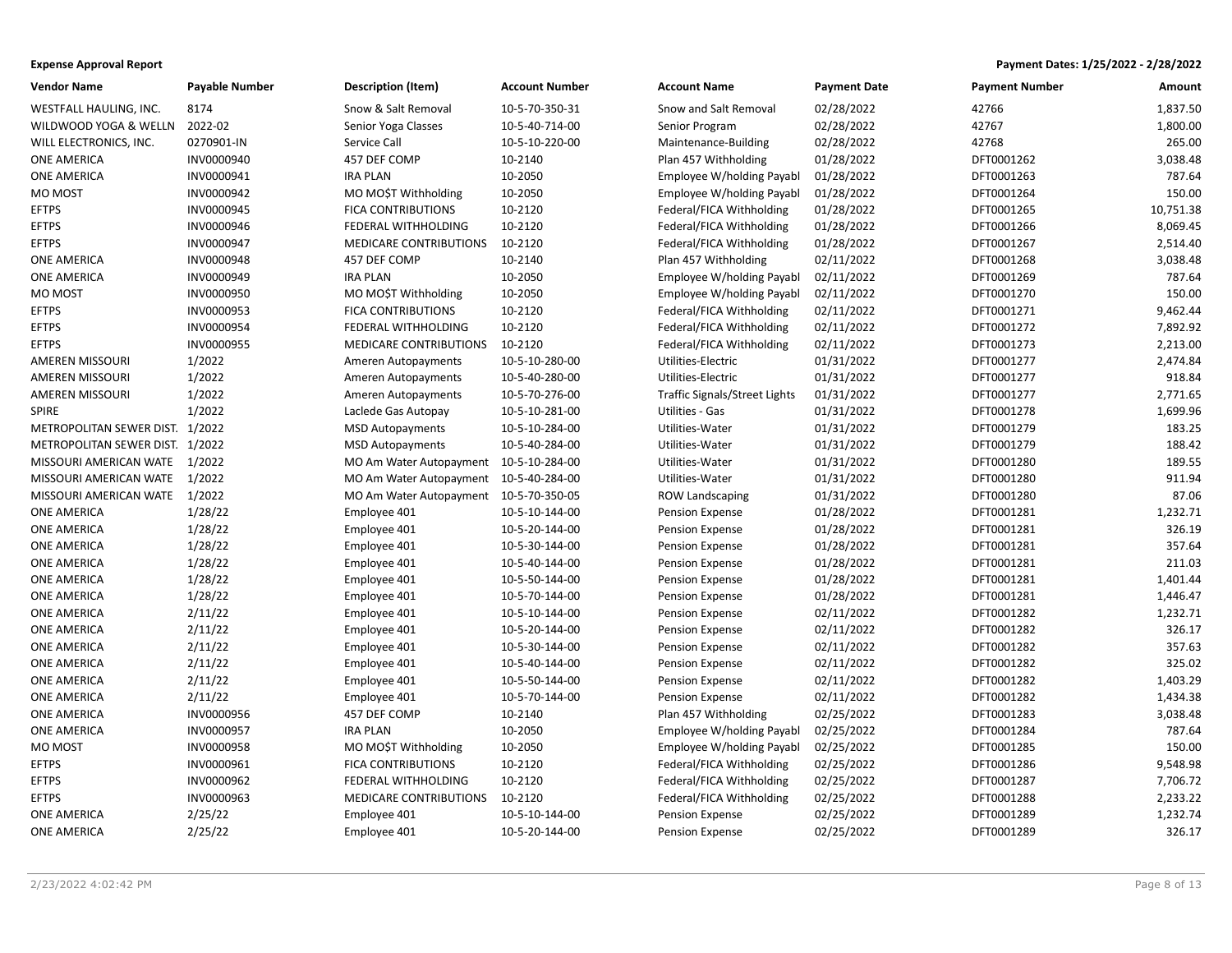**Expense Approval Report**

**Payment Dates: 1/25/2022 - 2/28/2022**

| Vendor Name | Payable Number | Description (Item) | Account Number | Account Name | Payment Date | Payment Number | Amount |
|---|---|---|---|---|---|---|---|
| WESTFALL HAULING, INC. | 8174 | Snow & Salt Removal | 10-5-70-350-31 | Snow and Salt Removal | 02/28/2022 | 42766 | 1,837.50 |
| WILDWOOD YOGA & WELLN | 2022-02 | Senior Yoga Classes | 10-5-40-714-00 | Senior Program | 02/28/2022 | 42767 | 1,800.00 |
| WILL ELECTRONICS, INC. | 0270901-IN | Service Call | 10-5-10-220-00 | Maintenance-Building | 02/28/2022 | 42768 | 265.00 |
| ONE AMERICA | INV0000940 | 457 DEF COMP | 10-2140 | Plan 457 Withholding | 01/28/2022 | DFT0001262 | 3,038.48 |
| ONE AMERICA | INV0000941 | IRA PLAN | 10-2050 | Employee W/holding Payabl | 01/28/2022 | DFT0001263 | 787.64 |
| MO MOST | INV0000942 | MO MO$T Withholding | 10-2050 | Employee W/holding Payabl | 01/28/2022 | DFT0001264 | 150.00 |
| EFTPS | INV0000945 | FICA CONTRIBUTIONS | 10-2120 | Federal/FICA Withholding | 01/28/2022 | DFT0001265 | 10,751.38 |
| EFTPS | INV0000946 | FEDERAL WITHHOLDING | 10-2120 | Federal/FICA Withholding | 01/28/2022 | DFT0001266 | 8,069.45 |
| EFTPS | INV0000947 | MEDICARE CONTRIBUTIONS | 10-2120 | Federal/FICA Withholding | 01/28/2022 | DFT0001267 | 2,514.40 |
| ONE AMERICA | INV0000948 | 457 DEF COMP | 10-2140 | Plan 457 Withholding | 02/11/2022 | DFT0001268 | 3,038.48 |
| ONE AMERICA | INV0000949 | IRA PLAN | 10-2050 | Employee W/holding Payabl | 02/11/2022 | DFT0001269 | 787.64 |
| MO MOST | INV0000950 | MO MO$T Withholding | 10-2050 | Employee W/holding Payabl | 02/11/2022 | DFT0001270 | 150.00 |
| EFTPS | INV0000953 | FICA CONTRIBUTIONS | 10-2120 | Federal/FICA Withholding | 02/11/2022 | DFT0001271 | 9,462.44 |
| EFTPS | INV0000954 | FEDERAL WITHHOLDING | 10-2120 | Federal/FICA Withholding | 02/11/2022 | DFT0001272 | 7,892.92 |
| EFTPS | INV0000955 | MEDICARE CONTRIBUTIONS | 10-2120 | Federal/FICA Withholding | 02/11/2022 | DFT0001273 | 2,213.00 |
| AMEREN MISSOURI | 1/2022 | Ameren Autopayments | 10-5-10-280-00 | Utilities-Electric | 01/31/2022 | DFT0001277 | 2,474.84 |
| AMEREN MISSOURI | 1/2022 | Ameren Autopayments | 10-5-40-280-00 | Utilities-Electric | 01/31/2022 | DFT0001277 | 918.84 |
| AMEREN MISSOURI | 1/2022 | Ameren Autopayments | 10-5-70-276-00 | Traffic Signals/Street Lights | 01/31/2022 | DFT0001277 | 2,771.65 |
| SPIRE | 1/2022 | Laclede Gas Autopay | 10-5-10-281-00 | Utilities - Gas | 01/31/2022 | DFT0001278 | 1,699.96 |
| METROPOLITAN SEWER DIST. | 1/2022 | MSD Autopayments | 10-5-10-284-00 | Utilities-Water | 01/31/2022 | DFT0001279 | 183.25 |
| METROPOLITAN SEWER DIST. | 1/2022 | MSD Autopayments | 10-5-40-284-00 | Utilities-Water | 01/31/2022 | DFT0001279 | 188.42 |
| MISSOURI AMERICAN WATE | 1/2022 | MO Am Water Autopayment | 10-5-10-284-00 | Utilities-Water | 01/31/2022 | DFT0001280 | 189.55 |
| MISSOURI AMERICAN WATE | 1/2022 | MO Am Water Autopayment | 10-5-40-284-00 | Utilities-Water | 01/31/2022 | DFT0001280 | 911.94 |
| MISSOURI AMERICAN WATE | 1/2022 | MO Am Water Autopayment | 10-5-70-350-05 | ROW Landscaping | 01/31/2022 | DFT0001280 | 87.06 |
| ONE AMERICA | 1/28/22 | Employee 401 | 10-5-10-144-00 | Pension Expense | 01/28/2022 | DFT0001281 | 1,232.71 |
| ONE AMERICA | 1/28/22 | Employee 401 | 10-5-20-144-00 | Pension Expense | 01/28/2022 | DFT0001281 | 326.19 |
| ONE AMERICA | 1/28/22 | Employee 401 | 10-5-30-144-00 | Pension Expense | 01/28/2022 | DFT0001281 | 357.64 |
| ONE AMERICA | 1/28/22 | Employee 401 | 10-5-40-144-00 | Pension Expense | 01/28/2022 | DFT0001281 | 211.03 |
| ONE AMERICA | 1/28/22 | Employee 401 | 10-5-50-144-00 | Pension Expense | 01/28/2022 | DFT0001281 | 1,401.44 |
| ONE AMERICA | 1/28/22 | Employee 401 | 10-5-70-144-00 | Pension Expense | 01/28/2022 | DFT0001281 | 1,446.47 |
| ONE AMERICA | 2/11/22 | Employee 401 | 10-5-10-144-00 | Pension Expense | 02/11/2022 | DFT0001282 | 1,232.71 |
| ONE AMERICA | 2/11/22 | Employee 401 | 10-5-20-144-00 | Pension Expense | 02/11/2022 | DFT0001282 | 326.17 |
| ONE AMERICA | 2/11/22 | Employee 401 | 10-5-30-144-00 | Pension Expense | 02/11/2022 | DFT0001282 | 357.63 |
| ONE AMERICA | 2/11/22 | Employee 401 | 10-5-40-144-00 | Pension Expense | 02/11/2022 | DFT0001282 | 325.02 |
| ONE AMERICA | 2/11/22 | Employee 401 | 10-5-50-144-00 | Pension Expense | 02/11/2022 | DFT0001282 | 1,403.29 |
| ONE AMERICA | 2/11/22 | Employee 401 | 10-5-70-144-00 | Pension Expense | 02/11/2022 | DFT0001282 | 1,434.38 |
| ONE AMERICA | INV0000956 | 457 DEF COMP | 10-2140 | Plan 457 Withholding | 02/25/2022 | DFT0001283 | 3,038.48 |
| ONE AMERICA | INV0000957 | IRA PLAN | 10-2050 | Employee W/holding Payabl | 02/25/2022 | DFT0001284 | 787.64 |
| MO MOST | INV0000958 | MO MO$T Withholding | 10-2050 | Employee W/holding Payabl | 02/25/2022 | DFT0001285 | 150.00 |
| EFTPS | INV0000961 | FICA CONTRIBUTIONS | 10-2120 | Federal/FICA Withholding | 02/25/2022 | DFT0001286 | 9,548.98 |
| EFTPS | INV0000962 | FEDERAL WITHHOLDING | 10-2120 | Federal/FICA Withholding | 02/25/2022 | DFT0001287 | 7,706.72 |
| EFTPS | INV0000963 | MEDICARE CONTRIBUTIONS | 10-2120 | Federal/FICA Withholding | 02/25/2022 | DFT0001288 | 2,233.22 |
| ONE AMERICA | 2/25/22 | Employee 401 | 10-5-10-144-00 | Pension Expense | 02/25/2022 | DFT0001289 | 1,232.74 |
| ONE AMERICA | 2/25/22 | Employee 401 | 10-5-20-144-00 | Pension Expense | 02/25/2022 | DFT0001289 | 326.17 |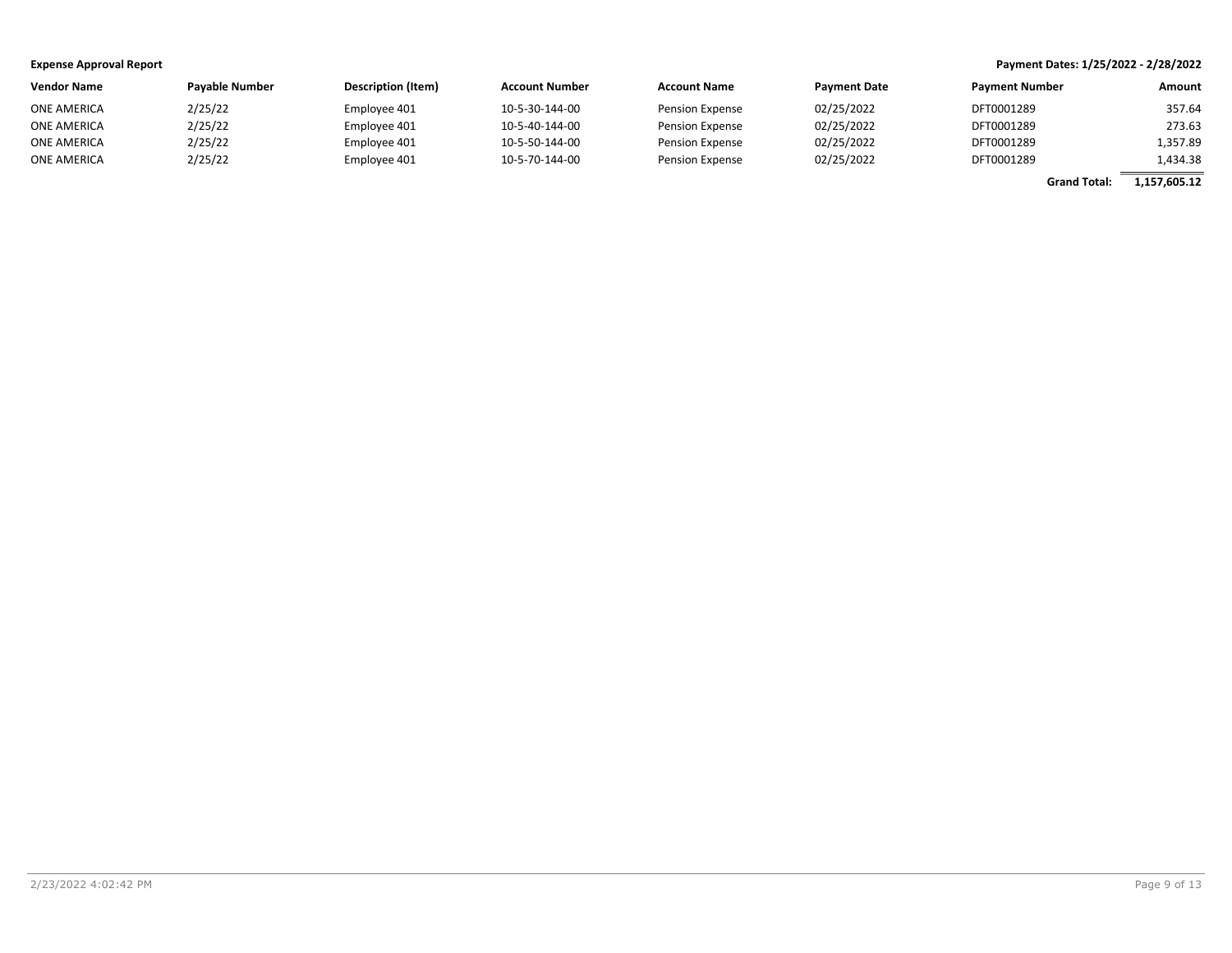**Expense Approval Report** **Payment Dates: 1/25/2022 - 2/28/2022**

| Vendor Name | Payable Number | Description (Item) | Account Number | Account Name | Payment Date | Payment Number | Amount |
|---|---|---|---|---|---|---|---|
| ONE AMERICA | 2/25/22 | Employee 401 | 10-5-30-144-00 | Pension Expense | 02/25/2022 | DFT0001289 | 357.64 |
| ONE AMERICA | 2/25/22 | Employee 401 | 10-5-40-144-00 | Pension Expense | 02/25/2022 | DFT0001289 | 273.63 |
| ONE AMERICA | 2/25/22 | Employee 401 | 10-5-50-144-00 | Pension Expense | 02/25/2022 | DFT0001289 | 1,357.89 |
| ONE AMERICA | 2/25/22 | Employee 401 | 10-5-70-144-00 | Pension Expense | 02/25/2022 | DFT0001289 | 1,434.38 |
| | | | | | | **Grand Total:** | **1,157,605.12** |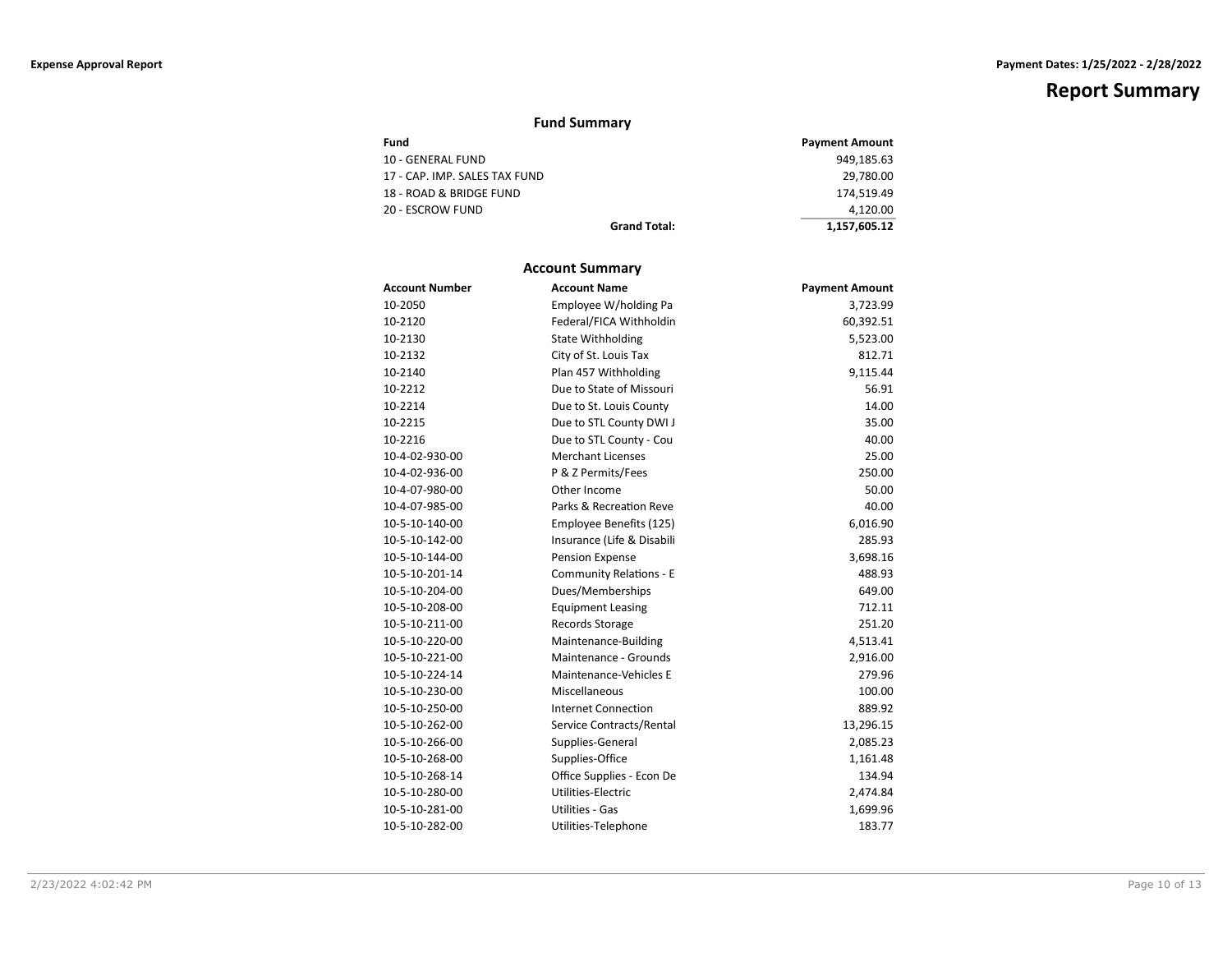## Report Summary

### Fund Summary

| Fund | Payment Amount |
|---|---|
| 10 - GENERAL FUND | 949,185.63 |
| 17 - CAP. IMP. SALES TAX FUND | 29,780.00 |
| 18 - ROAD & BRIDGE FUND | 174,519.49 |
| 20 - ESCROW FUND | 4,120.00 |
| **Grand Total:** | **1,157,605.12** |

### Account Summary

| Account Number | Account Name | Payment Amount |
|---|---|---|
| 10-2050 | Employee W/holding Pa | 3,723.99 |
| 10-2120 | Federal/FICA Withholdin | 60,392.51 |
| 10-2130 | State Withholding | 5,523.00 |
| 10-2132 | City of St. Louis Tax | 812.71 |
| 10-2140 | Plan 457 Withholding | 9,115.44 |
| 10-2212 | Due to State of Missouri | 56.91 |
| 10-2214 | Due to St. Louis County | 14.00 |
| 10-2215 | Due to STL County DWI J | 35.00 |
| 10-2216 | Due to STL County - Cou | 40.00 |
| 10-4-02-930-00 | Merchant Licenses | 25.00 |
| 10-4-02-936-00 | P & Z Permits/Fees | 250.00 |
| 10-4-07-980-00 | Other Income | 50.00 |
| 10-4-07-985-00 | Parks & Recreation Reve | 40.00 |
| 10-5-10-140-00 | Employee Benefits (125) | 6,016.90 |
| 10-5-10-142-00 | Insurance (Life & Disabili | 285.93 |
| 10-5-10-144-00 | Pension Expense | 3,698.16 |
| 10-5-10-201-14 | Community Relations - E | 488.93 |
| 10-5-10-204-00 | Dues/Memberships | 649.00 |
| 10-5-10-208-00 | Equipment Leasing | 712.11 |
| 10-5-10-211-00 | Records Storage | 251.20 |
| 10-5-10-220-00 | Maintenance-Building | 4,513.41 |
| 10-5-10-221-00 | Maintenance - Grounds | 2,916.00 |
| 10-5-10-224-14 | Maintenance-Vehicles E | 279.96 |
| 10-5-10-230-00 | Miscellaneous | 100.00 |
| 10-5-10-250-00 | Internet Connection | 889.92 |
| 10-5-10-262-00 | Service Contracts/Rental | 13,296.15 |
| 10-5-10-266-00 | Supplies-General | 2,085.23 |
| 10-5-10-268-00 | Supplies-Office | 1,161.48 |
| 10-5-10-268-14 | Office Supplies - Econ De | 134.94 |
| 10-5-10-280-00 | Utilities-Electric | 2,474.84 |
| 10-5-10-281-00 | Utilities - Gas | 1,699.96 |
| 10-5-10-282-00 | Utilities-Telephone | 183.77 |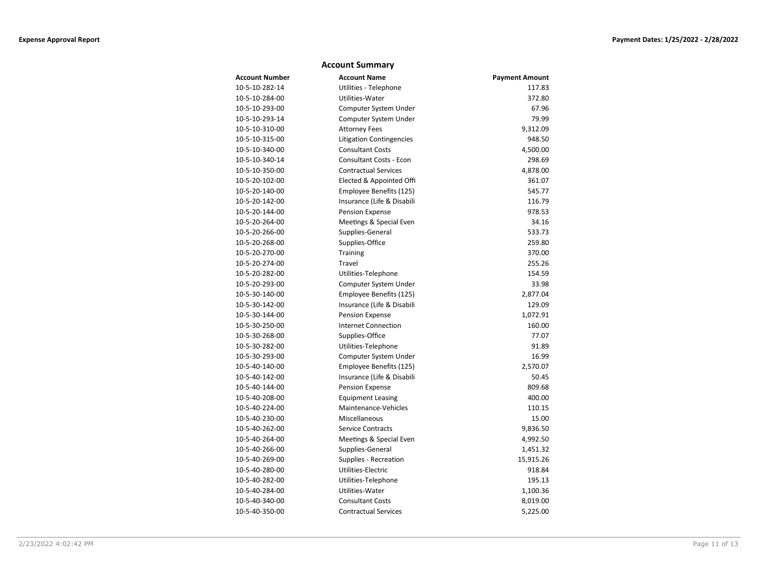## Account Summary

| Account Number | Account Name | Payment Amount |
|---|---|---|
| 10-5-10-282-14 | Utilities - Telephone | 117.83 |
| 10-5-10-284-00 | Utilities-Water | 372.80 |
| 10-5-10-293-00 | Computer System Under | 67.96 |
| 10-5-10-293-14 | Computer System Under | 79.99 |
| 10-5-10-310-00 | Attorney Fees | 9,312.09 |
| 10-5-10-315-00 | Litigation Contingencies | 948.50 |
| 10-5-10-340-00 | Consultant Costs | 4,500.00 |
| 10-5-10-340-14 | Consultant Costs - Econ | 298.69 |
| 10-5-10-350-00 | Contractual Services | 4,878.00 |
| 10-5-20-102-00 | Elected & Appointed Offi | 361.07 |
| 10-5-20-140-00 | Employee Benefits (125) | 545.77 |
| 10-5-20-142-00 | Insurance (Life & Disabili | 116.79 |
| 10-5-20-144-00 | Pension Expense | 978.53 |
| 10-5-20-264-00 | Meetings & Special Even | 34.16 |
| 10-5-20-266-00 | Supplies-General | 533.73 |
| 10-5-20-268-00 | Supplies-Office | 259.80 |
| 10-5-20-270-00 | Training | 370.00 |
| 10-5-20-274-00 | Travel | 255.26 |
| 10-5-20-282-00 | Utilities-Telephone | 154.59 |
| 10-5-20-293-00 | Computer System Under | 33.98 |
| 10-5-30-140-00 | Employee Benefits (125) | 2,877.04 |
| 10-5-30-142-00 | Insurance (Life & Disabili | 129.09 |
| 10-5-30-144-00 | Pension Expense | 1,072.91 |
| 10-5-30-250-00 | Internet Connection | 160.00 |
| 10-5-30-268-00 | Supplies-Office | 77.07 |
| 10-5-30-282-00 | Utilities-Telephone | 91.89 |
| 10-5-30-293-00 | Computer System Under | 16.99 |
| 10-5-40-140-00 | Employee Benefits (125) | 2,570.07 |
| 10-5-40-142-00 | Insurance (Life & Disabili | 50.45 |
| 10-5-40-144-00 | Pension Expense | 809.68 |
| 10-5-40-208-00 | Equipment Leasing | 400.00 |
| 10-5-40-224-00 | Maintenance-Vehicles | 110.15 |
| 10-5-40-230-00 | Miscellaneous | 15.00 |
| 10-5-40-262-00 | Service Contracts | 9,836.50 |
| 10-5-40-264-00 | Meetings & Special Even | 4,992.50 |
| 10-5-40-266-00 | Supplies-General | 1,451.32 |
| 10-5-40-269-00 | Supplies - Recreation | 15,915.26 |
| 10-5-40-280-00 | Utilities-Electric | 918.84 |
| 10-5-40-282-00 | Utilities-Telephone | 195.13 |
| 10-5-40-284-00 | Utilities-Water | 1,100.36 |
| 10-5-40-340-00 | Consultant Costs | 8,019.00 |
| 10-5-40-350-00 | Contractual Services | 5,225.00 |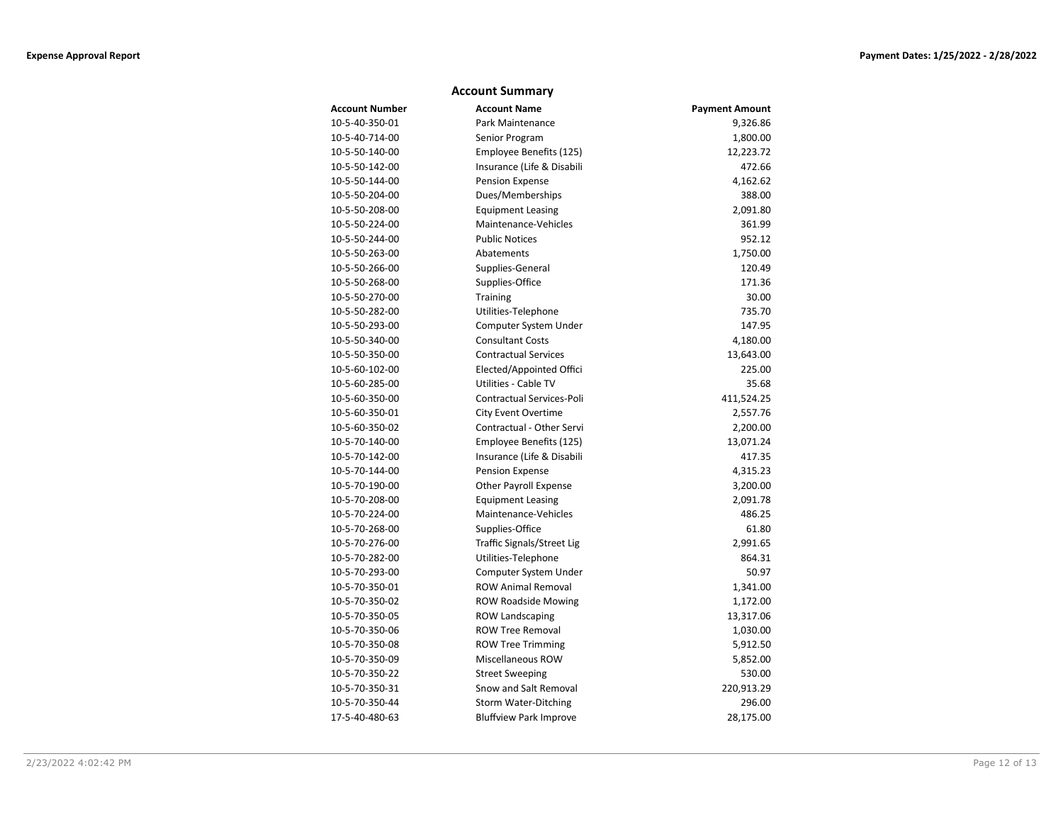## Account Summary

| Account Number | Account Name | Payment Amount |
|---|---|---|
| 10-5-40-350-01 | Park Maintenance | 9,326.86 |
| 10-5-40-714-00 | Senior Program | 1,800.00 |
| 10-5-50-140-00 | Employee Benefits (125) | 12,223.72 |
| 10-5-50-142-00 | Insurance (Life & Disabili | 472.66 |
| 10-5-50-144-00 | Pension Expense | 4,162.62 |
| 10-5-50-204-00 | Dues/Memberships | 388.00 |
| 10-5-50-208-00 | Equipment Leasing | 2,091.80 |
| 10-5-50-224-00 | Maintenance-Vehicles | 361.99 |
| 10-5-50-244-00 | Public Notices | 952.12 |
| 10-5-50-263-00 | Abatements | 1,750.00 |
| 10-5-50-266-00 | Supplies-General | 120.49 |
| 10-5-50-268-00 | Supplies-Office | 171.36 |
| 10-5-50-270-00 | Training | 30.00 |
| 10-5-50-282-00 | Utilities-Telephone | 735.70 |
| 10-5-50-293-00 | Computer System Under | 147.95 |
| 10-5-50-340-00 | Consultant Costs | 4,180.00 |
| 10-5-50-350-00 | Contractual Services | 13,643.00 |
| 10-5-60-102-00 | Elected/Appointed Offici | 225.00 |
| 10-5-60-285-00 | Utilities - Cable TV | 35.68 |
| 10-5-60-350-00 | Contractual Services-Poli | 411,524.25 |
| 10-5-60-350-01 | City Event Overtime | 2,557.76 |
| 10-5-60-350-02 | Contractual - Other Servi | 2,200.00 |
| 10-5-70-140-00 | Employee Benefits (125) | 13,071.24 |
| 10-5-70-142-00 | Insurance (Life & Disabili | 417.35 |
| 10-5-70-144-00 | Pension Expense | 4,315.23 |
| 10-5-70-190-00 | Other Payroll Expense | 3,200.00 |
| 10-5-70-208-00 | Equipment Leasing | 2,091.78 |
| 10-5-70-224-00 | Maintenance-Vehicles | 486.25 |
| 10-5-70-268-00 | Supplies-Office | 61.80 |
| 10-5-70-276-00 | Traffic Signals/Street Lig | 2,991.65 |
| 10-5-70-282-00 | Utilities-Telephone | 864.31 |
| 10-5-70-293-00 | Computer System Under | 50.97 |
| 10-5-70-350-01 | ROW Animal Removal | 1,341.00 |
| 10-5-70-350-02 | ROW Roadside Mowing | 1,172.00 |
| 10-5-70-350-05 | ROW Landscaping | 13,317.06 |
| 10-5-70-350-06 | ROW Tree Removal | 1,030.00 |
| 10-5-70-350-08 | ROW Tree Trimming | 5,912.50 |
| 10-5-70-350-09 | Miscellaneous ROW | 5,852.00 |
| 10-5-70-350-22 | Street Sweeping | 530.00 |
| 10-5-70-350-31 | Snow and Salt Removal | 220,913.29 |
| 10-5-70-350-44 | Storm Water-Ditching | 296.00 |
| 17-5-40-480-63 | Bluffview Park Improve | 28,175.00 |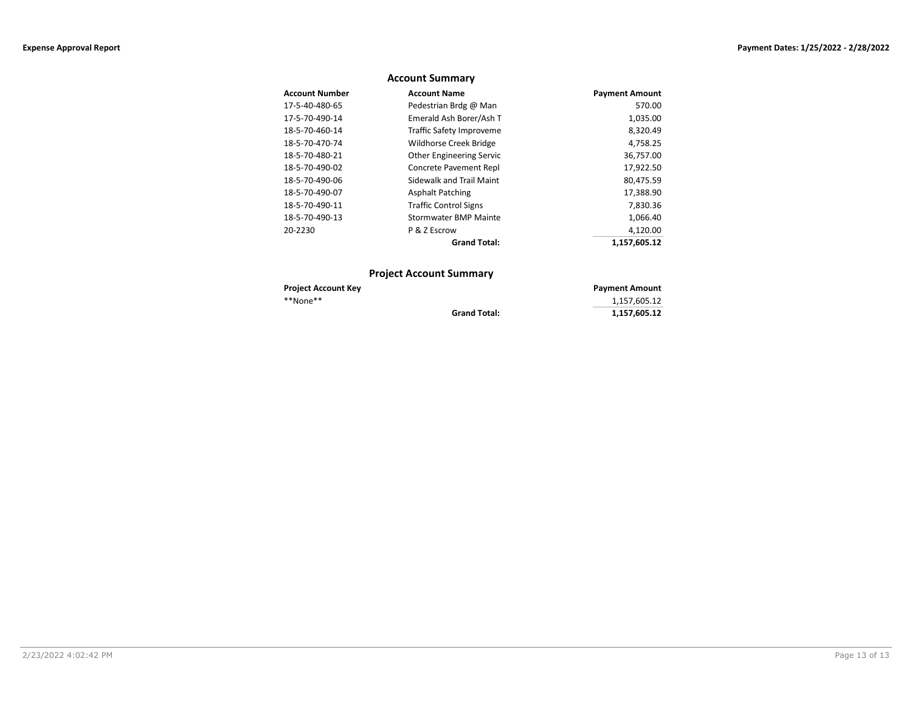## Account Summary

| Account Number | Account Name | Payment Amount |
|---|---|---|
| 17-5-40-480-65 | Pedestrian Brdg @ Man | 570.00 |
| 17-5-70-490-14 | Emerald Ash Borer/Ash T | 1,035.00 |
| 18-5-70-460-14 | Traffic Safety Improveme | 8,320.49 |
| 18-5-70-470-74 | Wildhorse Creek Bridge | 4,758.25 |
| 18-5-70-480-21 | Other Engineering Servic | 36,757.00 |
| 18-5-70-490-02 | Concrete Pavement Repl | 17,922.50 |
| 18-5-70-490-06 | Sidewalk and Trail Maint | 80,475.59 |
| 18-5-70-490-07 | Asphalt Patching | 17,388.90 |
| 18-5-70-490-11 | Traffic Control Signs | 7,830.36 |
| 18-5-70-490-13 | Stormwater BMP Mainte | 1,066.40 |
| 20-2230 | P & Z Escrow | 4,120.00 |
| | **Grand Total:** | **1,157,605.12** |

## Project Account Summary

| Project Account Key | | Payment Amount |
|---|---|---|
| **None** | | 1,157,605.12 |
| | **Grand Total:** | **1,157,605.12** |